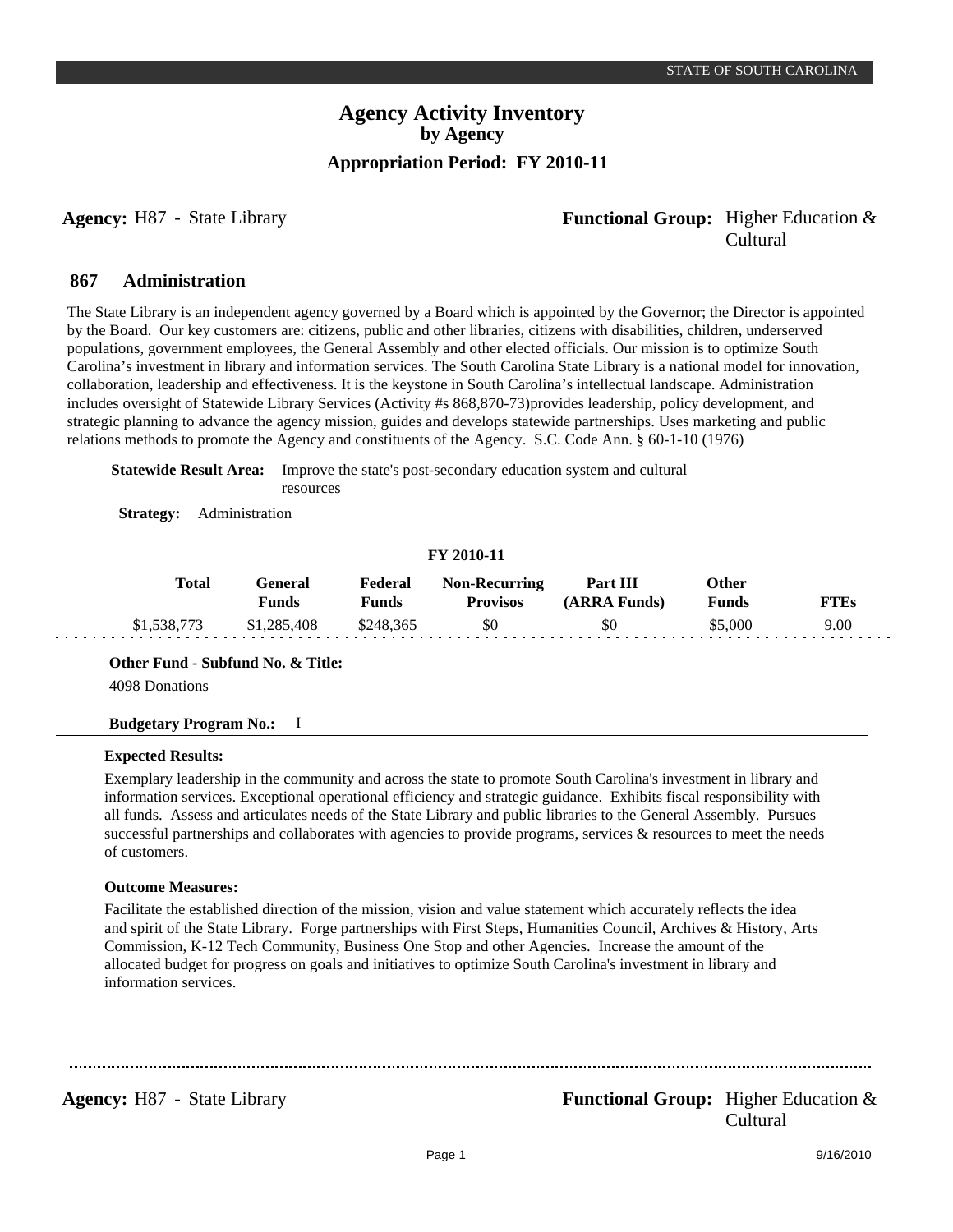# Agency Activity Inventory

## by Agency

### Appropriation Period: FY 2010-11

**Agency:** H87 - State Library

**Functional Group:** Higher Education & Cultural

## 867 Administration

The State Library is an independent agency governed by a Board which is appointed by the Governor; the Director is appointed by the Board. Our key customers are: citizens, public and other libraries, citizens with disabilities, children, underserved populations, government employees, the General Assembly and other elected officials. Our mission is to optimize South Carolina's investment in library and information services. The South Carolina State Library is a national model for innovation, collaboration, leadership and effectiveness. It is the keystone in South Carolina's intellectual landscape. Administration includes oversight of Statewide Library Services (Activity #s 868,870-73)provides leadership, policy development, and strategic planning to advance the agency mission, guides and develops statewide partnerships. Uses marketing and public relations methods to promote the Agency and constituents of the Agency. S.C. Code Ann. § 60-1-10 (1976)

**Statewide Result Area:** Improve the state's post-secondary education system and cultural resources

**Strategy:** Administration

**FY 2010-11**

| Total | General Funds | Federal Funds | Non-Recurring Provisos | Part III (ARRA Funds) | Other Funds | FTEs |
|---|---|---|---|---|---|---|
| $1,538,773 | $1,285,408 | $248,365 | $0 | $0 | $5,000 | 9.00 |

**Other Fund - Subfund No. & Title:**

4098 Donations

**Budgetary Program No.:** I

**Expected Results:**

Exemplary leadership in the community and across the state to promote South Carolina's investment in library and information services. Exceptional operational efficiency and strategic guidance. Exhibits fiscal responsibility with all funds. Assess and articulates needs of the State Library and public libraries to the General Assembly. Pursues successful partnerships and collaborates with agencies to provide programs, services & resources to meet the needs of customers.

**Outcome Measures:**

Facilitate the established direction of the mission, vision and value statement which accurately reflects the idea and spirit of the State Library. Forge partnerships with First Steps, Humanities Council, Archives & History, Arts Commission, K-12 Tech Community, Business One Stop and other Agencies. Increase the amount of the allocated budget for progress on goals and initiatives to optimize South Carolina's investment in library and information services.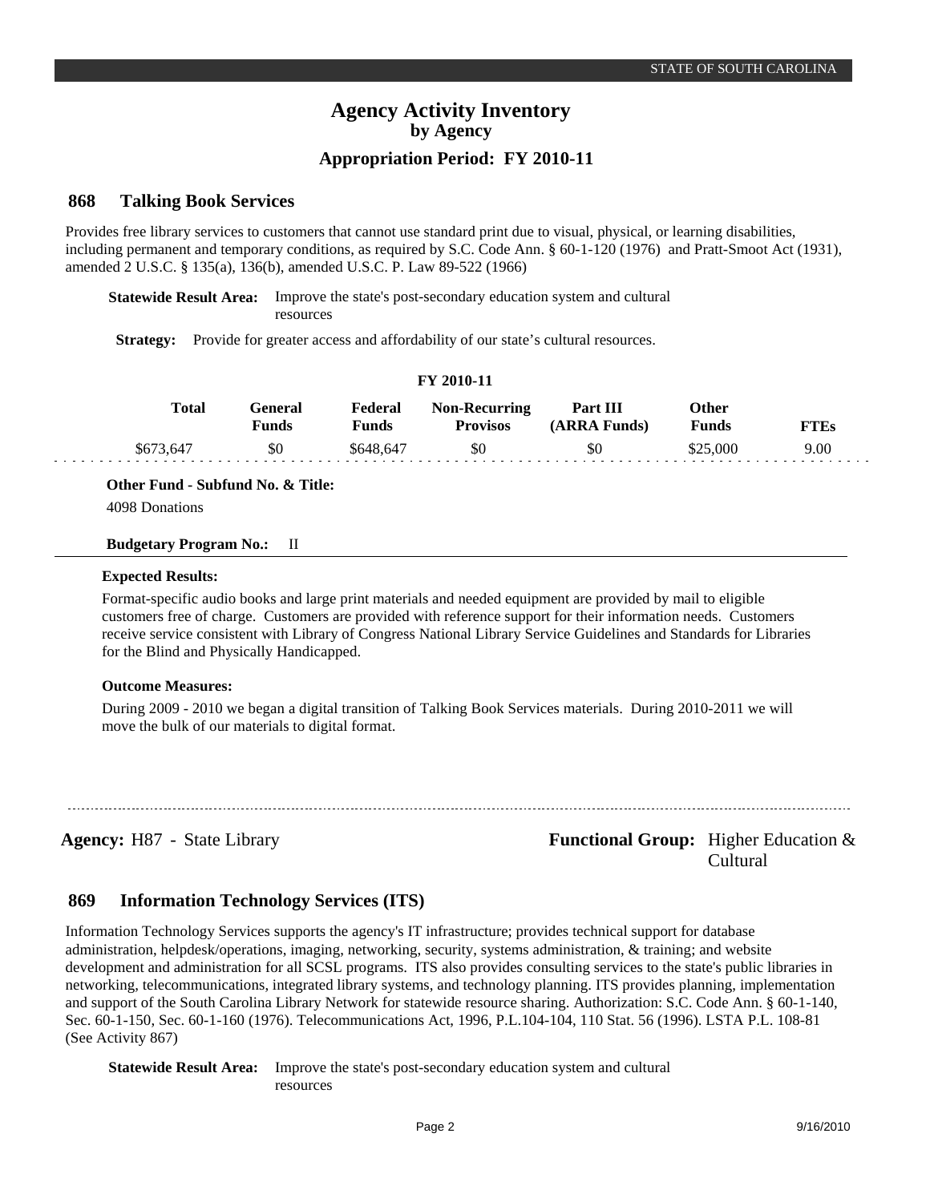# Agency Activity Inventory
## by Agency
### Appropriation Period: FY 2010-11

## 868 Talking Book Services

Provides free library services to customers that cannot use standard print due to visual, physical, or learning disabilities, including permanent and temporary conditions, as required by S.C. Code Ann. § 60-1-120 (1976) and Pratt-Smoot Act (1931), amended 2 U.S.C. § 135(a), 136(b), amended U.S.C. P. Law 89-522 (1966)

**Statewide Result Area:** Improve the state's post-secondary education system and cultural resources

**Strategy:** Provide for greater access and affordability of our state's cultural resources.

**FY 2010-11**

| Total | General Funds | Federal Funds | Non-Recurring Provisos | Part III (ARRA Funds) | Other Funds | FTEs |
|---|---|---|---|---|---|---|
| $673,647 | $0 | $648,647 | $0 | $0 | $25,000 | 9.00 |

**Other Fund - Subfund No. & Title:**

4098 Donations

**Budgetary Program No.:** II

**Expected Results:**

Format-specific audio books and large print materials and needed equipment are provided by mail to eligible customers free of charge. Customers are provided with reference support for their information needs. Customers receive service consistent with Library of Congress National Library Service Guidelines and Standards for Libraries for the Blind and Physically Handicapped.

**Outcome Measures:**

During 2009 - 2010 we began a digital transition of Talking Book Services materials. During 2010-2011 we will move the bulk of our materials to digital format.

---

**Agency:** H87 - State Library

**Functional Group:** Higher Education & Cultural

## 869 Information Technology Services (ITS)

Information Technology Services supports the agency's IT infrastructure; provides technical support for database administration, helpdesk/operations, imaging, networking, security, systems administration, & training; and website development and administration for all SCSL programs. ITS also provides consulting services to the state's public libraries in networking, telecommunications, integrated library systems, and technology planning. ITS provides planning, implementation and support of the South Carolina Library Network for statewide resource sharing. Authorization: S.C. Code Ann. § 60-1-140, Sec. 60-1-150, Sec. 60-1-160 (1976). Telecommunications Act, 1996, P.L.104-104, 110 Stat. 56 (1996). LSTA P.L. 108-81 (See Activity 867)

**Statewide Result Area:** Improve the state's post-secondary education system and cultural resources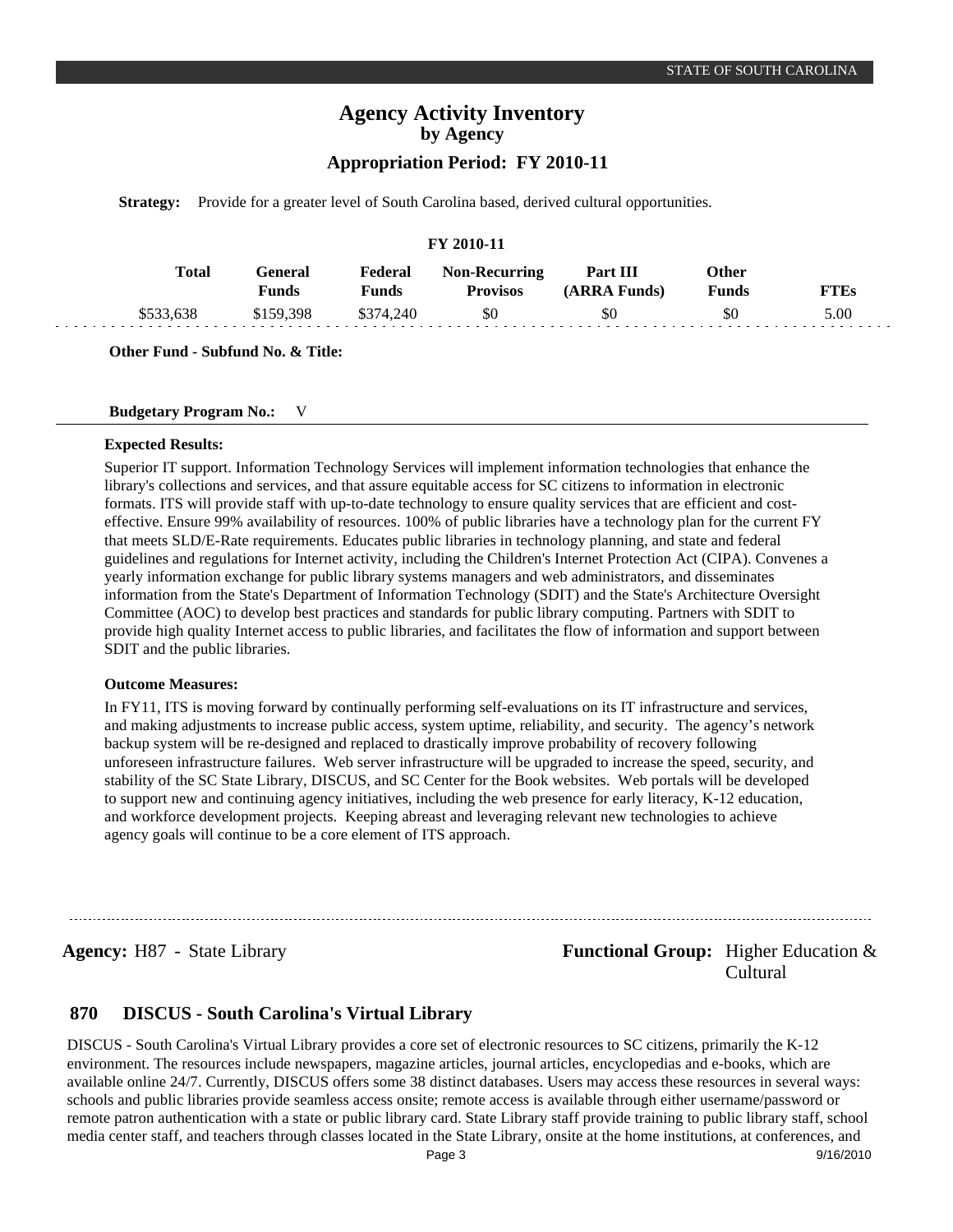**Strategy:** Provide for a greater level of South Carolina based, derived cultural opportunities.

**FY 2010-11**

| Total | General Funds | Federal Funds | Non-Recurring Provisos | Part III (ARRA Funds) | Other Funds | FTEs |
|---|---|---|---|---|---|---|
| $533,638 | $159,398 | $374,240 | $0 | $0 | $0 | 5.00 |

**Other Fund - Subfund No. & Title:**

**Budgetary Program No.:** V

**Expected Results:**

Superior IT support. Information Technology Services will implement information technologies that enhance the library's collections and services, and that assure equitable access for SC citizens to information in electronic formats. ITS will provide staff with up-to-date technology to ensure quality services that are efficient and cost-effective. Ensure 99% availability of resources. 100% of public libraries have a technology plan for the current FY that meets SLD/E-Rate requirements. Educates public libraries in technology planning, and state and federal guidelines and regulations for Internet activity, including the Children's Internet Protection Act (CIPA). Convenes a yearly information exchange for public library systems managers and web administrators, and disseminates information from the State's Department of Information Technology (SDIT) and the State's Architecture Oversight Committee (AOC) to develop best practices and standards for public library computing. Partners with SDIT to provide high quality Internet access to public libraries, and facilitates the flow of information and support between SDIT and the public libraries.

**Outcome Measures:**

In FY11, ITS is moving forward by continually performing self-evaluations on its IT infrastructure and services, and making adjustments to increase public access, system uptime, reliability, and security. The agency's network backup system will be re-designed and replaced to drastically improve probability of recovery following unforeseen infrastructure failures. Web server infrastructure will be upgraded to increase the speed, security, and stability of the SC State Library, DISCUS, and SC Center for the Book websites. Web portals will be developed to support new and continuing agency initiatives, including the web presence for early literacy, K-12 education, and workforce development projects. Keeping abreast and leveraging relevant new technologies to achieve agency goals will continue to be a core element of ITS approach.

---

**Agency:** H87 - State Library **Functional Group:** Higher Education & Cultural

## 870 DISCUS - South Carolina's Virtual Library

DISCUS - South Carolina's Virtual Library provides a core set of electronic resources to SC citizens, primarily the K-12 environment. The resources include newspapers, magazine articles, journal articles, encyclopedias and e-books, which are available online 24/7. Currently, DISCUS offers some 38 distinct databases. Users may access these resources in several ways: schools and public libraries provide seamless access onsite; remote access is available through either username/password or remote patron authentication with a state or public library card. State Library staff provide training to public library staff, school media center staff, and teachers through classes located in the State Library, onsite at the home institutions, at conferences, and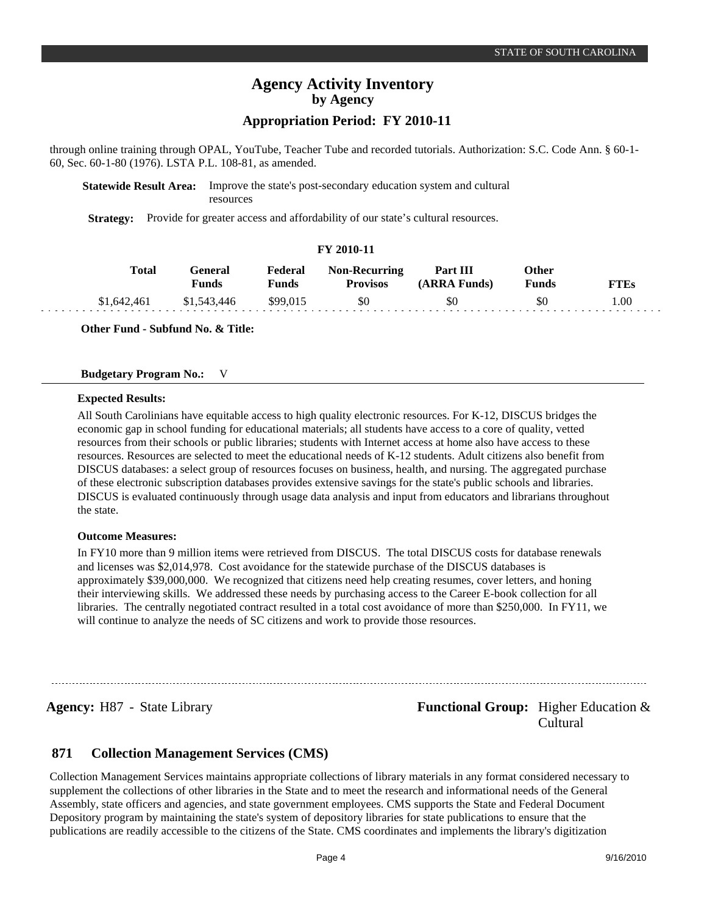through online training through OPAL, YouTube, Teacher Tube and recorded tutorials. Authorization: S.C. Code Ann. § 60-1-60, Sec. 60-1-80 (1976). LSTA P.L. 108-81, as amended.

**Statewide Result Area:** Improve the state's post-secondary education system and cultural resources

**Strategy:** Provide for greater access and affordability of our state's cultural resources.

**FY 2010-11**

| Total | General Funds | Federal Funds | Non-Recurring Provisos | Part III (ARRA Funds) | Other Funds | FTEs |
|---|---|---|---|---|---|---|
| $1,642,461 | $1,543,446 | $99,015 | $0 | $0 | $0 | 1.00 |

**Other Fund - Subfund No. & Title:**

**Budgetary Program No.:** V

**Expected Results:**

All South Carolinians have equitable access to high quality electronic resources. For K-12, DISCUS bridges the economic gap in school funding for educational materials; all students have access to a core of quality, vetted resources from their schools or public libraries; students with Internet access at home also have access to these resources. Resources are selected to meet the educational needs of K-12 students. Adult citizens also benefit from DISCUS databases: a select group of resources focuses on business, health, and nursing. The aggregated purchase of these electronic subscription databases provides extensive savings for the state's public schools and libraries. DISCUS is evaluated continuously through usage data analysis and input from educators and librarians throughout the state.

**Outcome Measures:**

In FY10 more than 9 million items were retrieved from DISCUS. The total DISCUS costs for database renewals and licenses was $2,014,978. Cost avoidance for the statewide purchase of the DISCUS databases is approximately $39,000,000. We recognized that citizens need help creating resumes, cover letters, and honing their interviewing skills. We addressed these needs by purchasing access to the Career E-book collection for all libraries. The centrally negotiated contract resulted in a total cost avoidance of more than $250,000. In FY11, we will continue to analyze the needs of SC citizens and work to provide those resources.

---

**Agency:** H87 - State Library

**Functional Group:** Higher Education & Cultural

## 871 Collection Management Services (CMS)

Collection Management Services maintains appropriate collections of library materials in any format considered necessary to supplement the collections of other libraries in the State and to meet the research and informational needs of the General Assembly, state officers and agencies, and state government employees. CMS supports the State and Federal Document Depository program by maintaining the state's system of depository libraries for state publications to ensure that the publications are readily accessible to the citizens of the State. CMS coordinates and implements the library's digitization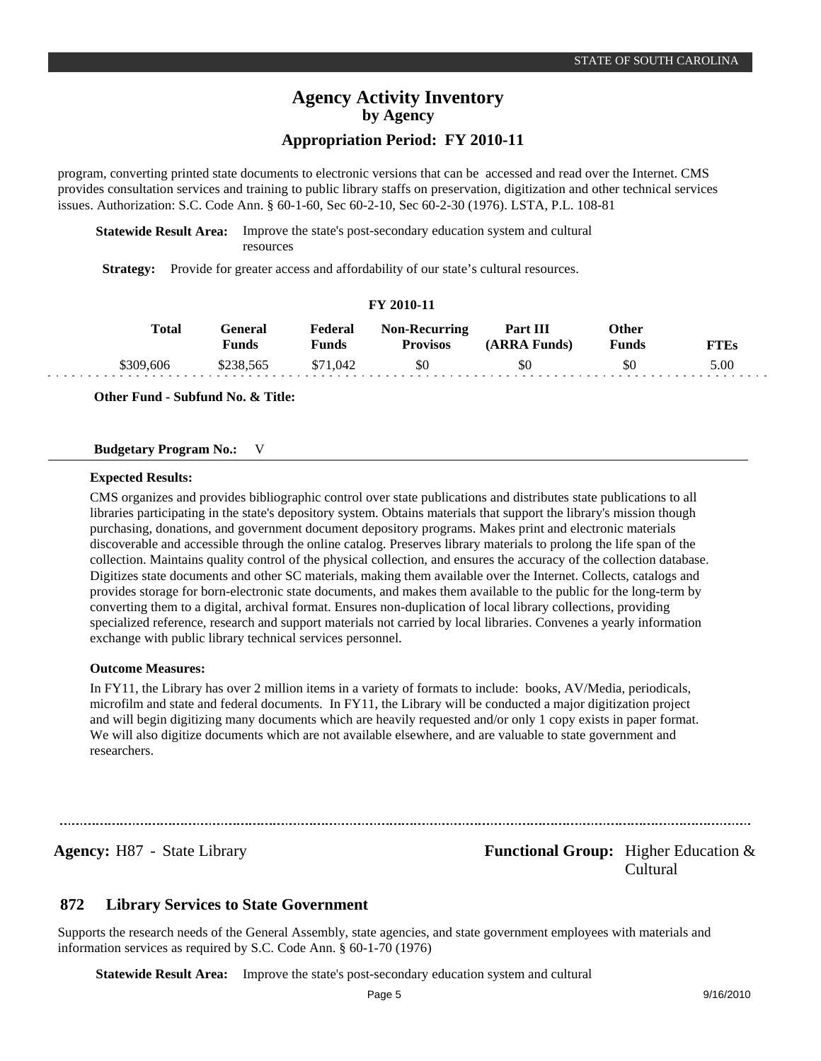program, converting printed state documents to electronic versions that can be accessed and read over the Internet. CMS provides consultation services and training to public library staffs on preservation, digitization and other technical services issues. Authorization: S.C. Code Ann. § 60-1-60, Sec 60-2-10, Sec 60-2-30 (1976). LSTA, P.L. 108-81

**Statewide Result Area:** Improve the state's post-secondary education system and cultural resources

**Strategy:** Provide for greater access and affordability of our state's cultural resources.

**FY 2010-11**

| Total | General Funds | Federal Funds | Non-Recurring Provisos | Part III (ARRA Funds) | Other Funds | FTEs |
|---|---|---|---|---|---|---|
| $309,606 | $238,565 | $71,042 | $0 | $0 | $0 | 5.00 |

**Other Fund - Subfund No. & Title:**

**Budgetary Program No.:** V

**Expected Results:**

CMS organizes and provides bibliographic control over state publications and distributes state publications to all libraries participating in the state's depository system. Obtains materials that support the library's mission though purchasing, donations, and government document depository programs. Makes print and electronic materials discoverable and accessible through the online catalog. Preserves library materials to prolong the life span of the collection. Maintains quality control of the physical collection, and ensures the accuracy of the collection database. Digitizes state documents and other SC materials, making them available over the Internet. Collects, catalogs and provides storage for born-electronic state documents, and makes them available to the public for the long-term by converting them to a digital, archival format. Ensures non-duplication of local library collections, providing specialized reference, research and support materials not carried by local libraries. Convenes a yearly information exchange with public library technical services personnel.

**Outcome Measures:**

In FY11, the Library has over 2 million items in a variety of formats to include: books, AV/Media, periodicals, microfilm and state and federal documents. In FY11, the Library will be conducted a major digitization project and will begin digitizing many documents which are heavily requested and/or only 1 copy exists in paper format. We will also digitize documents which are not available elsewhere, and are valuable to state government and researchers.

**Agency:** H87 - State Library **Functional Group:** Higher Education & Cultural

## 872 Library Services to State Government

Supports the research needs of the General Assembly, state agencies, and state government employees with materials and information services as required by S.C. Code Ann. § 60-1-70 (1976)

**Statewide Result Area:** Improve the state's post-secondary education system and cultural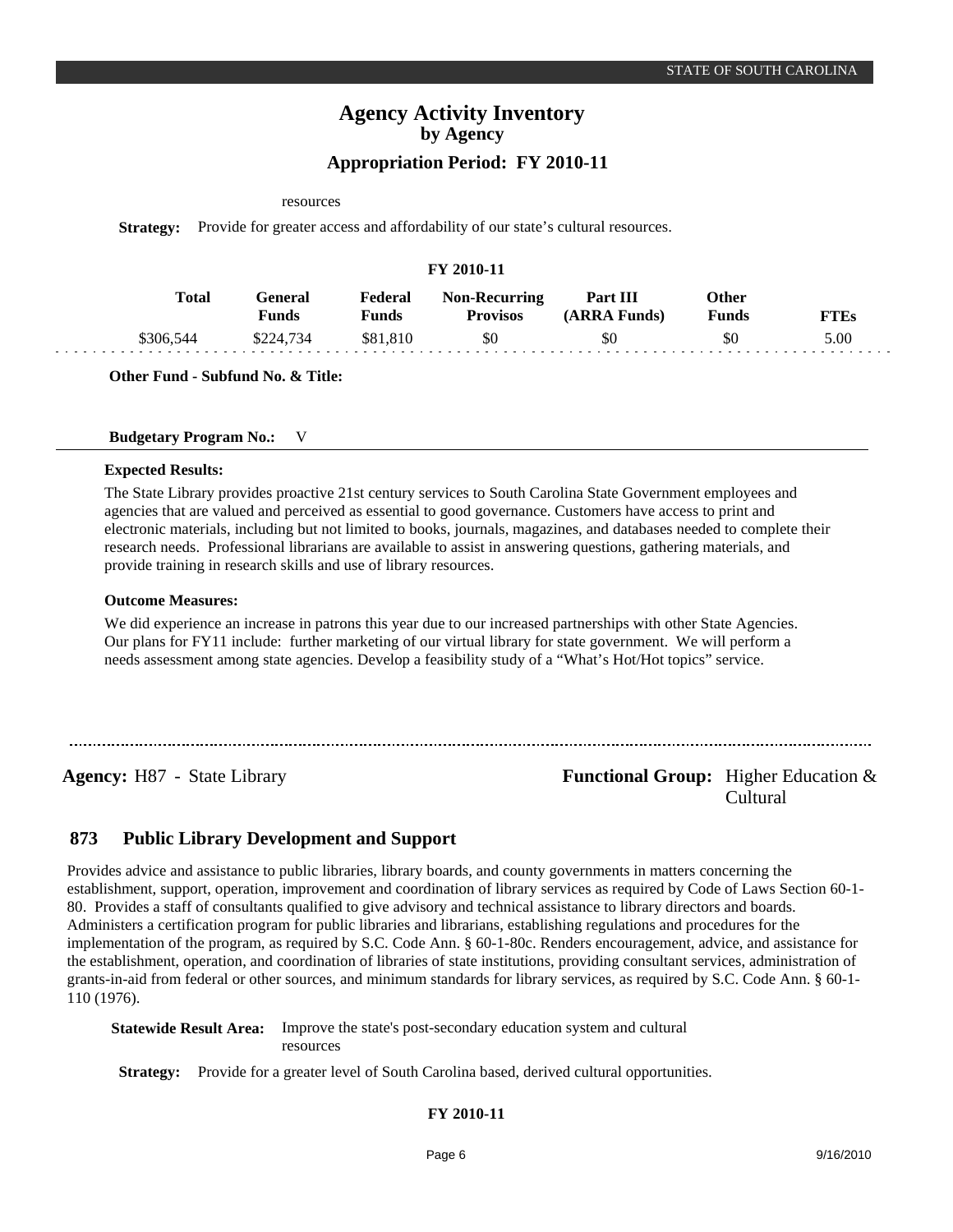resources

**Strategy:** Provide for greater access and affordability of our state's cultural resources.

**FY 2010-11**

| Total | General Funds | Federal Funds | Non-Recurring Provisos | Part III (ARRA Funds) | Other Funds | FTEs |
|---|---|---|---|---|---|---|
| $306,544 | $224,734 | $81,810 | $0 | $0 | $0 | 5.00 |

**Other Fund - Subfund No. & Title:**

**Budgetary Program No.:** V

**Expected Results:**

The State Library provides proactive 21st century services to South Carolina State Government employees and agencies that are valued and perceived as essential to good governance. Customers have access to print and electronic materials, including but not limited to books, journals, magazines, and databases needed to complete their research needs. Professional librarians are available to assist in answering questions, gathering materials, and provide training in research skills and use of library resources.

**Outcome Measures:**

We did experience an increase in patrons this year due to our increased partnerships with other State Agencies. Our plans for FY11 include: further marketing of our virtual library for state government. We will perform a needs assessment among state agencies. Develop a feasibility study of a "What's Hot/Hot topics" service.

---

**Agency:** H87 - State Library

**Functional Group:** Higher Education & Cultural

## 873 Public Library Development and Support

Provides advice and assistance to public libraries, library boards, and county governments in matters concerning the establishment, support, operation, improvement and coordination of library services as required by Code of Laws Section 60-1-80. Provides a staff of consultants qualified to give advisory and technical assistance to library directors and boards. Administers a certification program for public libraries and librarians, establishing regulations and procedures for the implementation of the program, as required by S.C. Code Ann. § 60-1-80c. Renders encouragement, advice, and assistance for the establishment, operation, and coordination of libraries of state institutions, providing consultant services, administration of grants-in-aid from federal or other sources, and minimum standards for library services, as required by S.C. Code Ann. § 60-1-110 (1976).

**Statewide Result Area:** Improve the state's post-secondary education system and cultural resources

**Strategy:** Provide for a greater level of South Carolina based, derived cultural opportunities.

**FY 2010-11**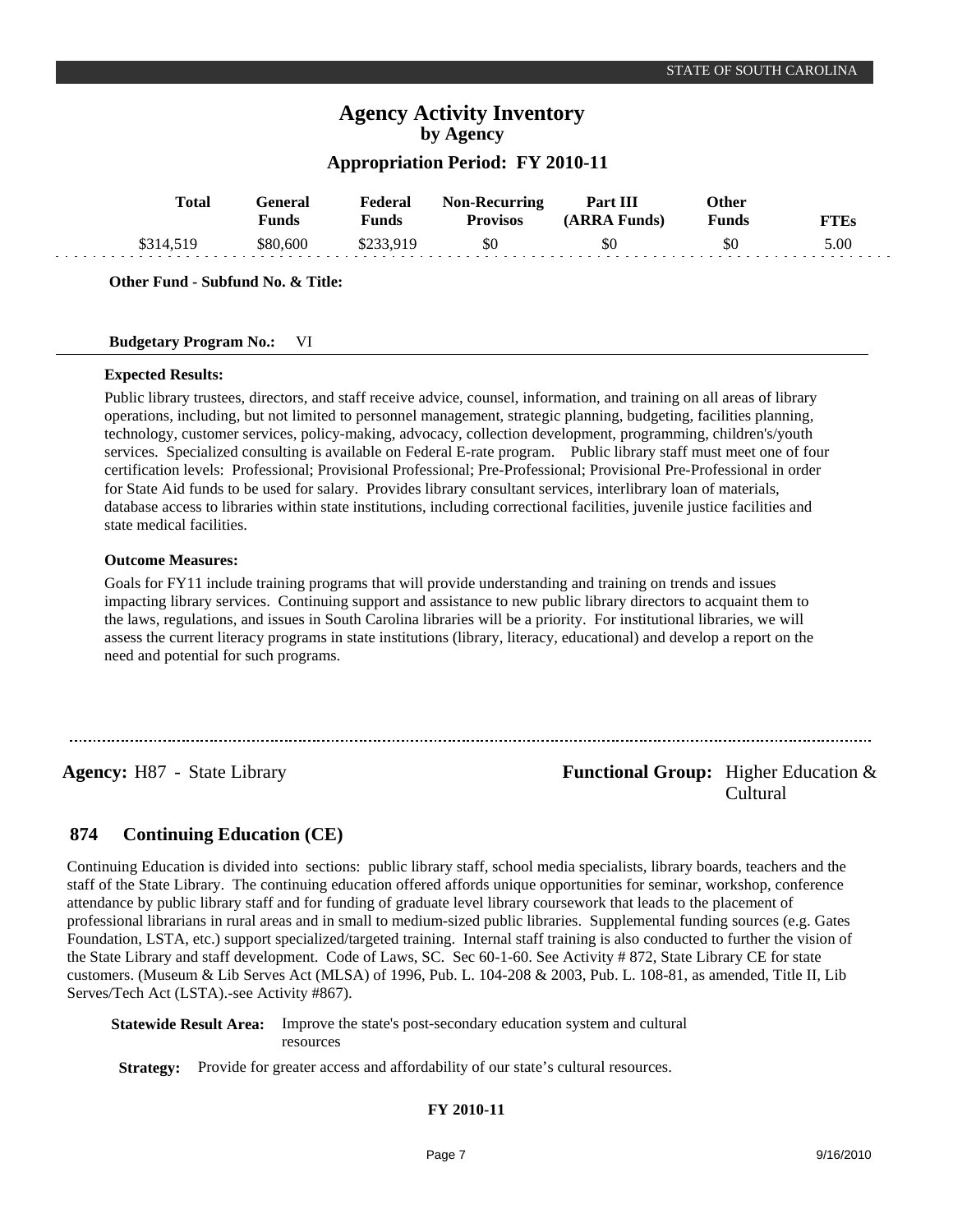STATE OF SOUTH CAROLINA

# Agency Activity Inventory
## by Agency
### Appropriation Period: FY 2010-11

| Total | General Funds | Federal Funds | Non-Recurring Provisos | Part III (ARRA Funds) | Other Funds | FTEs |
|---|---|---|---|---|---|---|
| $314,519 | $80,600 | $233,919 | $0 | $0 | $0 | 5.00 |

**Other Fund - Subfund No. & Title:**

**Budgetary Program No.:** VI

**Expected Results:**

Public library trustees, directors, and staff receive advice, counsel, information, and training on all areas of library operations, including, but not limited to personnel management, strategic planning, budgeting, facilities planning, technology, customer services, policy-making, advocacy, collection development, programming, children's/youth services. Specialized consulting is available on Federal E-rate program. Public library staff must meet one of four certification levels: Professional; Provisional Professional; Pre-Professional; Provisional Pre-Professional in order for State Aid funds to be used for salary. Provides library consultant services, interlibrary loan of materials, database access to libraries within state institutions, including correctional facilities, juvenile justice facilities and state medical facilities.

**Outcome Measures:**

Goals for FY11 include training programs that will provide understanding and training on trends and issues impacting library services. Continuing support and assistance to new public library directors to acquaint them to the laws, regulations, and issues in South Carolina libraries will be a priority. For institutional libraries, we will assess the current literacy programs in state institutions (library, literacy, educational) and develop a report on the need and potential for such programs.

---

**Agency:** H87 - State Library

**Functional Group:** Higher Education & Cultural

## 874 Continuing Education (CE)

Continuing Education is divided into sections: public library staff, school media specialists, library boards, teachers and the staff of the State Library. The continuing education offered affords unique opportunities for seminar, workshop, conference attendance by public library staff and for funding of graduate level library coursework that leads to the placement of professional librarians in rural areas and in small to medium-sized public libraries. Supplemental funding sources (e.g. Gates Foundation, LSTA, etc.) support specialized/targeted training. Internal staff training is also conducted to further the vision of the State Library and staff development. Code of Laws, SC. Sec 60-1-60. See Activity # 872, State Library CE for state customers. (Museum & Lib Serves Act (MLSA) of 1996, Pub. L. 104-208 & 2003, Pub. L. 108-81, as amended, Title II, Lib Serves/Tech Act (LSTA).-see Activity #867).

**Statewide Result Area:** Improve the state's post-secondary education system and cultural resources

**Strategy:** Provide for greater access and affordability of our state's cultural resources.

**FY 2010-11**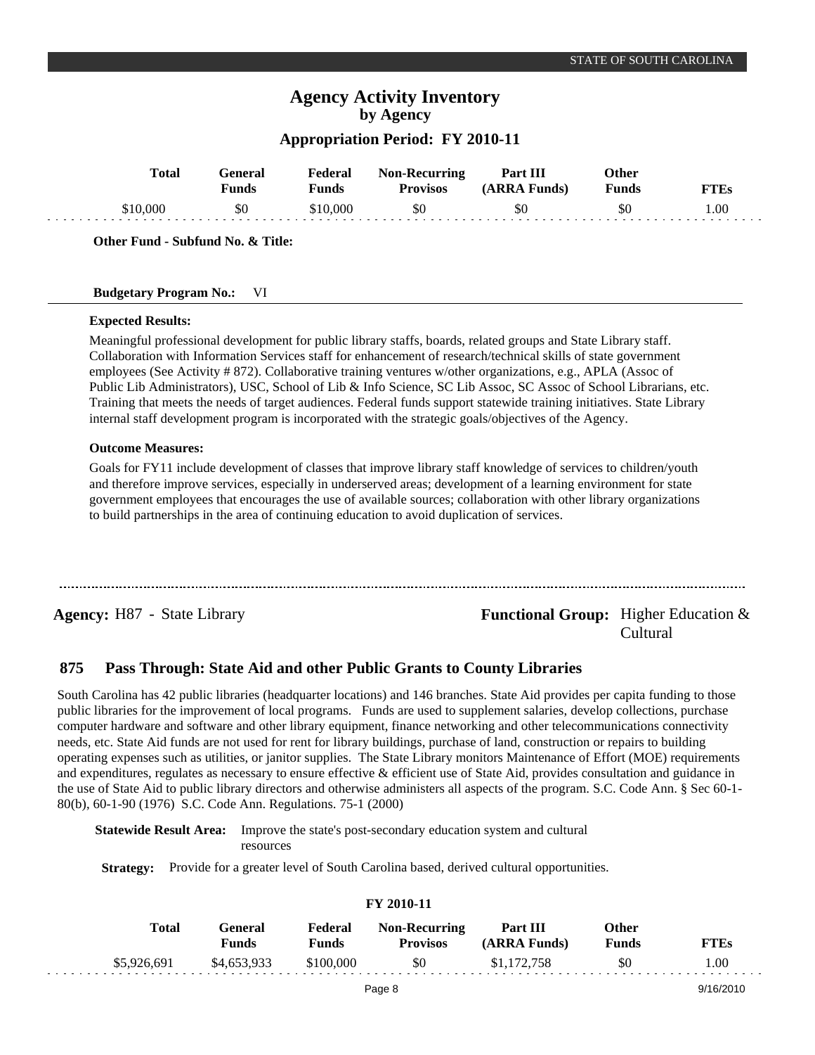# Agency Activity Inventory
## by Agency

### Appropriation Period: FY 2010-11

| Total | General Funds | Federal Funds | Non-Recurring Provisos | Part III (ARRA Funds) | Other Funds | FTEs |
|---|---|---|---|---|---|---|
| $10,000 | $0 | $10,000 | $0 | $0 | $0 | 1.00 |

**Other Fund - Subfund No. & Title:**

**Budgetary Program No.:** VI

**Expected Results:**

Meaningful professional development for public library staffs, boards, related groups and State Library staff. Collaboration with Information Services staff for enhancement of research/technical skills of state government employees (See Activity # 872). Collaborative training ventures w/other organizations, e.g., APLA (Assoc of Public Lib Administrators), USC, School of Lib & Info Science, SC Lib Assoc, SC Assoc of School Librarians, etc. Training that meets the needs of target audiences. Federal funds support statewide training initiatives. State Library internal staff development program is incorporated with the strategic goals/objectives of the Agency.

**Outcome Measures:**

Goals for FY11 include development of classes that improve library staff knowledge of services to children/youth and therefore improve services, especially in underserved areas; development of a learning environment for state government employees that encourages the use of available sources; collaboration with other library organizations to build partnerships in the area of continuing education to avoid duplication of services.

---

**Agency:** H87 - State Library

**Functional Group:** Higher Education & Cultural

## 875 Pass Through: State Aid and other Public Grants to County Libraries

South Carolina has 42 public libraries (headquarter locations) and 146 branches. State Aid provides per capita funding to those public libraries for the improvement of local programs. Funds are used to supplement salaries, develop collections, purchase computer hardware and software and other library equipment, finance networking and other telecommunications connectivity needs, etc. State Aid funds are not used for rent for library buildings, purchase of land, construction or repairs to building operating expenses such as utilities, or janitor supplies. The State Library monitors Maintenance of Effort (MOE) requirements and expenditures, regulates as necessary to ensure effective & efficient use of State Aid, provides consultation and guidance in the use of State Aid to public library directors and otherwise administers all aspects of the program. S.C. Code Ann. § Sec 60-1-80(b), 60-1-90 (1976) S.C. Code Ann. Regulations. 75-1 (2000)

**Statewide Result Area:** Improve the state's post-secondary education system and cultural resources

**Strategy:** Provide for a greater level of South Carolina based, derived cultural opportunities.

**FY 2010-11**

| Total | General Funds | Federal Funds | Non-Recurring Provisos | Part III (ARRA Funds) | Other Funds | FTEs |
|---|---|---|---|---|---|---|
| $5,926,691 | $4,653,933 | $100,000 | $0 | $1,172,758 | $0 | 1.00 |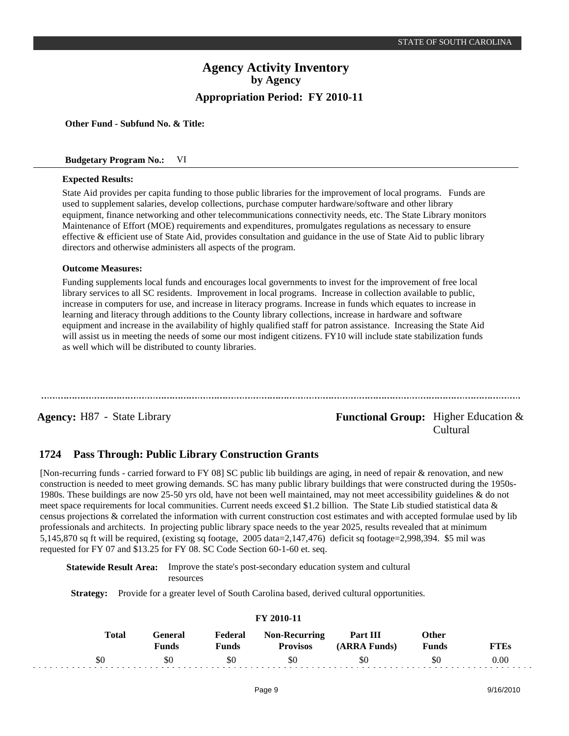**Other Fund - Subfund No. & Title:**

**Budgetary Program No.:** VI

**Expected Results:**

State Aid provides per capita funding to those public libraries for the improvement of local programs. Funds are used to supplement salaries, develop collections, purchase computer hardware/software and other library equipment, finance networking and other telecommunications connectivity needs, etc. The State Library monitors Maintenance of Effort (MOE) requirements and expenditures, promulgates regulations as necessary to ensure effective & efficient use of State Aid, provides consultation and guidance in the use of State Aid to public library directors and otherwise administers all aspects of the program.

**Outcome Measures:**

Funding supplements local funds and encourages local governments to invest for the improvement of free local library services to all SC residents. Improvement in local programs. Increase in collection available to public, increase in computers for use, and increase in literacy programs. Increase in funds which equates to increase in learning and literacy through additions to the County library collections, increase in hardware and software equipment and increase in the availability of highly qualified staff for patron assistance. Increasing the State Aid will assist us in meeting the needs of some our most indigent citizens. FY10 will include state stabilization funds as well which will be distributed to county libraries.

---

**Agency:** H87 - State Library

**Functional Group:** Higher Education & Cultural

## 1724 Pass Through: Public Library Construction Grants

[Non-recurring funds - carried forward to FY 08] SC public lib buildings are aging, in need of repair & renovation, and new construction is needed to meet growing demands. SC has many public library buildings that were constructed during the 1950s-1980s. These buildings are now 25-50 yrs old, have not been well maintained, may not meet accessibility guidelines & do not meet space requirements for local communities. Current needs exceed $1.2 billion. The State Lib studied statistical data & census projections & correlated the information with current construction cost estimates and with accepted formulae used by lib professionals and architects. In projecting public library space needs to the year 2025, results revealed that at minimum 5,145,870 sq ft will be required, (existing sq footage, 2005 data=2,147,476) deficit sq footage=2,998,394. $5 mil was requested for FY 07 and $13.25 for FY 08. SC Code Section 60-1-60 et. seq.

**Statewide Result Area:** Improve the state's post-secondary education system and cultural resources

**Strategy:** Provide for a greater level of South Carolina based, derived cultural opportunities.

**FY 2010-11**

| Total | General Funds | Federal Funds | Non-Recurring Provisos | Part III (ARRA Funds) | Other Funds | FTEs |
|---|---|---|---|---|---|---|
| $0 | $0 | $0 | $0 | $0 | $0 | 0.00 |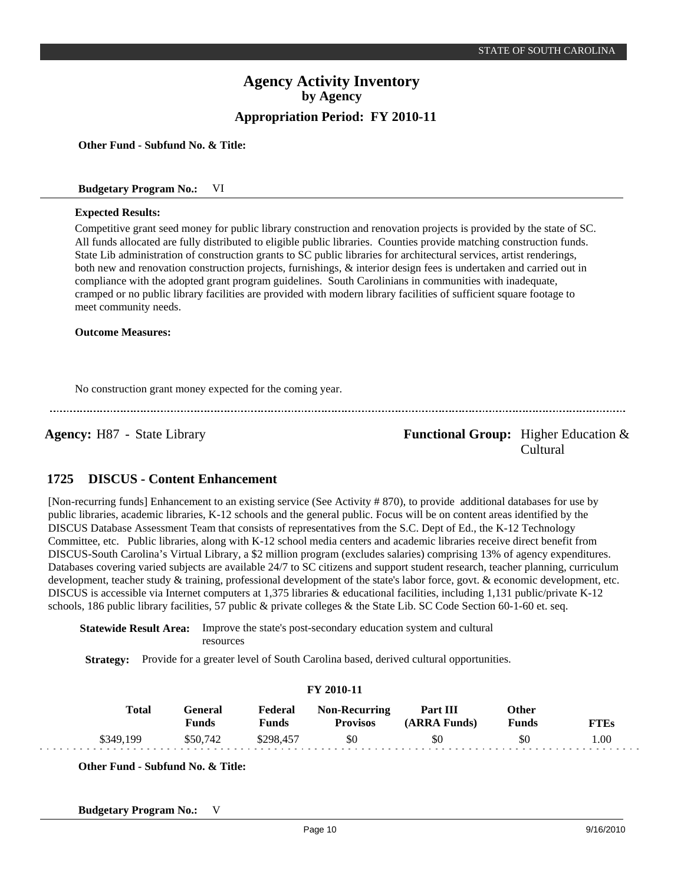**Other Fund - Subfund No. & Title:**

**Budgetary Program No.:** VI

**Expected Results:**

Competitive grant seed money for public library construction and renovation projects is provided by the state of SC. All funds allocated are fully distributed to eligible public libraries. Counties provide matching construction funds. State Lib administration of construction grants to SC public libraries for architectural services, artist renderings, both new and renovation construction projects, furnishings, & interior design fees is undertaken and carried out in compliance with the adopted grant program guidelines. South Carolinians in communities with inadequate, cramped or no public library facilities are provided with modern library facilities of sufficient square footage to meet community needs.

**Outcome Measures:**

No construction grant money expected for the coming year.

---

**Agency:** H87 - State Library

**Functional Group:** Higher Education & Cultural

## 1725 DISCUS - Content Enhancement

[Non-recurring funds] Enhancement to an existing service (See Activity # 870), to provide additional databases for use by public libraries, academic libraries, K-12 schools and the general public. Focus will be on content areas identified by the DISCUS Database Assessment Team that consists of representatives from the S.C. Dept of Ed., the K-12 Technology Committee, etc. Public libraries, along with K-12 school media centers and academic libraries receive direct benefit from DISCUS-South Carolina's Virtual Library, a $2 million program (excludes salaries) comprising 13% of agency expenditures. Databases covering varied subjects are available 24/7 to SC citizens and support student research, teacher planning, curriculum development, teacher study & training, professional development of the state's labor force, govt. & economic development, etc. DISCUS is accessible via Internet computers at 1,375 libraries & educational facilities, including 1,131 public/private K-12 schools, 186 public library facilities, 57 public & private colleges & the State Lib. SC Code Section 60-1-60 et. seq.

**Statewide Result Area:** Improve the state's post-secondary education system and cultural resources

**Strategy:** Provide for a greater level of South Carolina based, derived cultural opportunities.

**FY 2010-11**

| Total | General Funds | Federal Funds | Non-Recurring Provisos | Part III (ARRA Funds) | Other Funds | FTEs |
|---|---|---|---|---|---|---|
| $349,199 | $50,742 | $298,457 | $0 | $0 | $0 | 1.00 |

**Other Fund - Subfund No. & Title:**

**Budgetary Program No.:** V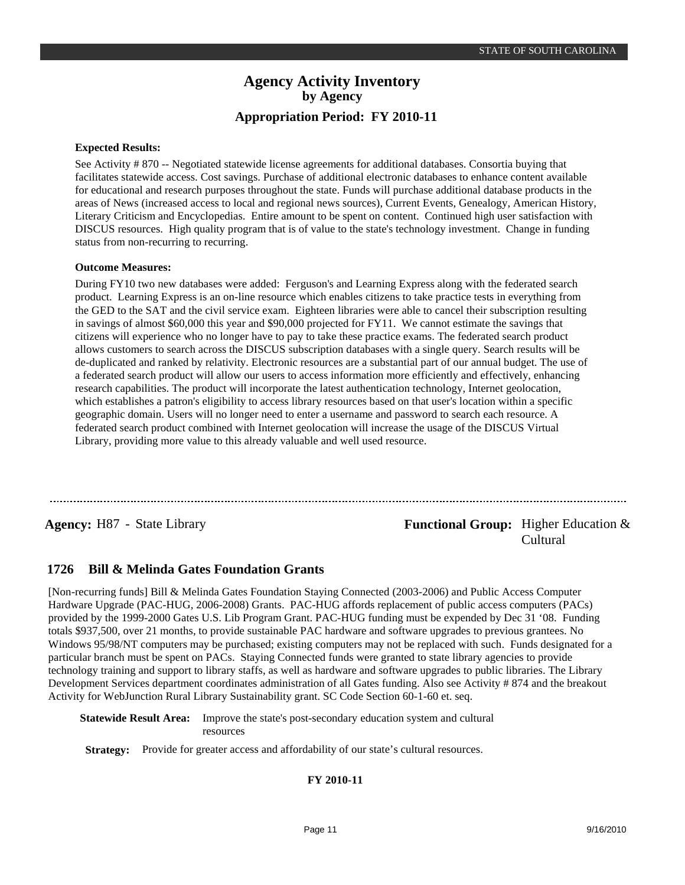**Expected Results:**

See Activity # 870 -- Negotiated statewide license agreements for additional databases. Consortia buying that facilitates statewide access. Cost savings. Purchase of additional electronic databases to enhance content available for educational and research purposes throughout the state. Funds will purchase additional database products in the areas of News (increased access to local and regional news sources), Current Events, Genealogy, American History, Literary Criticism and Encyclopedias. Entire amount to be spent on content. Continued high user satisfaction with DISCUS resources. High quality program that is of value to the state's technology investment. Change in funding status from non-recurring to recurring.

**Outcome Measures:**

During FY10 two new databases were added: Ferguson's and Learning Express along with the federated search product. Learning Express is an on-line resource which enables citizens to take practice tests in everything from the GED to the SAT and the civil service exam. Eighteen libraries were able to cancel their subscription resulting in savings of almost $60,000 this year and $90,000 projected for FY11. We cannot estimate the savings that citizens will experience who no longer have to pay to take these practice exams. The federated search product allows customers to search across the DISCUS subscription databases with a single query. Search results will be de-duplicated and ranked by relativity. Electronic resources are a substantial part of our annual budget. The use of a federated search product will allow our users to access information more efficiently and effectively, enhancing research capabilities. The product will incorporate the latest authentication technology, Internet geolocation, which establishes a patron's eligibility to access library resources based on that user's location within a specific geographic domain. Users will no longer need to enter a username and password to search each resource. A federated search product combined with Internet geolocation will increase the usage of the DISCUS Virtual Library, providing more value to this already valuable and well used resource.

---

**Agency:** H87 - State Library

**Functional Group:** Higher Education & Cultural

## 1726 Bill & Melinda Gates Foundation Grants

[Non-recurring funds] Bill & Melinda Gates Foundation Staying Connected (2003-2006) and Public Access Computer Hardware Upgrade (PAC-HUG, 2006-2008) Grants. PAC-HUG affords replacement of public access computers (PACs) provided by the 1999-2000 Gates U.S. Lib Program Grant. PAC-HUG funding must be expended by Dec 31 '08. Funding totals $937,500, over 21 months, to provide sustainable PAC hardware and software upgrades to previous grantees. No Windows 95/98/NT computers may be purchased; existing computers may not be replaced with such. Funds designated for a particular branch must be spent on PACs. Staying Connected funds were granted to state library agencies to provide technology training and support to library staffs, as well as hardware and software upgrades to public libraries. The Library Development Services department coordinates administration of all Gates funding. Also see Activity # 874 and the breakout Activity for WebJunction Rural Library Sustainability grant. SC Code Section 60-1-60 et. seq.

**Statewide Result Area:** Improve the state's post-secondary education system and cultural resources

**Strategy:** Provide for greater access and affordability of our state's cultural resources.

**FY 2010-11**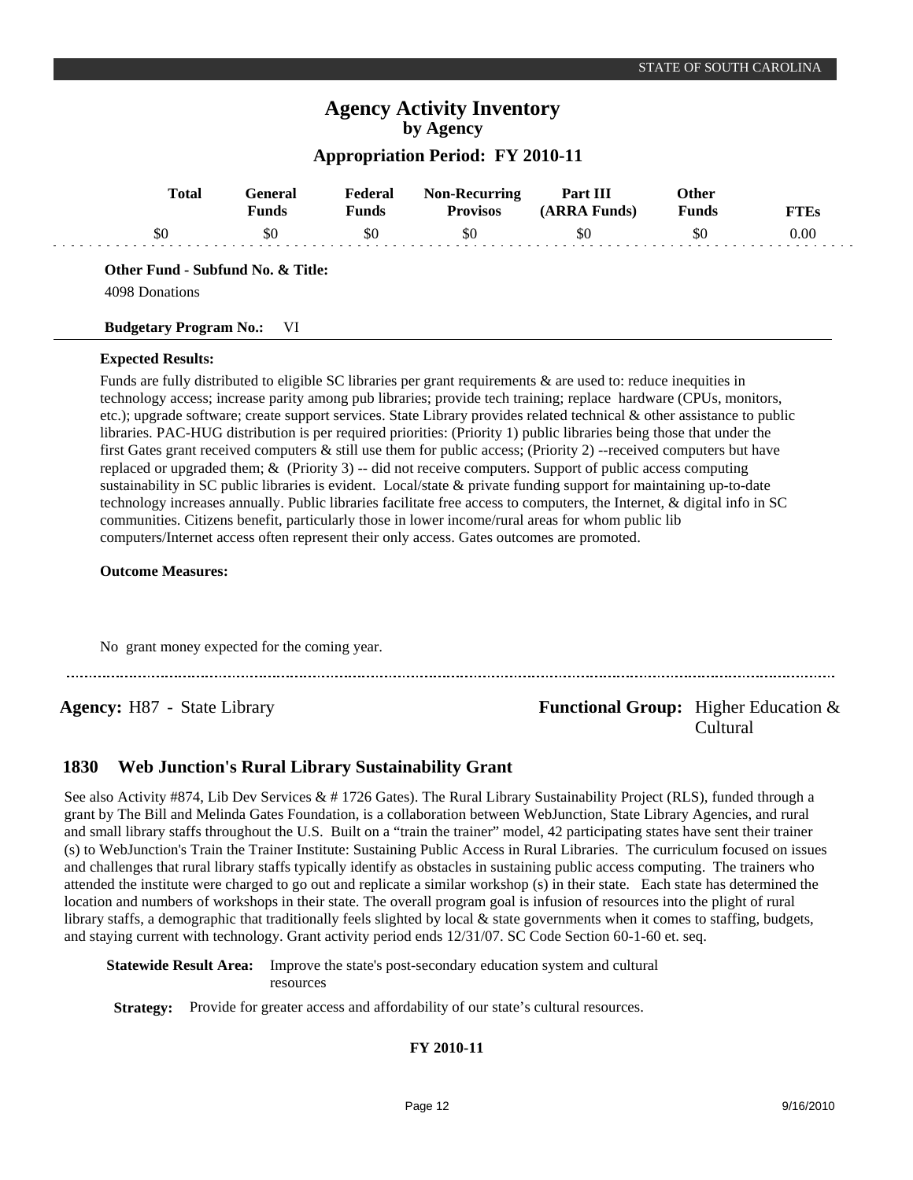# Agency Activity Inventory
## by Agency
### Appropriation Period: FY 2010-11

| Total | General Funds | Federal Funds | Non-Recurring Provisos | Part III (ARRA Funds) | Other Funds | FTEs |
|---|---|---|---|---|---|---|
| $0 | $0 | $0 | $0 | $0 | $0 | 0.00 |

**Other Fund - Subfund No. & Title:**

4098 Donations

**Budgetary Program No.:** VI

**Expected Results:**

Funds are fully distributed to eligible SC libraries per grant requirements & are used to: reduce inequities in technology access; increase parity among pub libraries; provide tech training; replace hardware (CPUs, monitors, etc.); upgrade software; create support services. State Library provides related technical & other assistance to public libraries. PAC-HUG distribution is per required priorities: (Priority 1) public libraries being those that under the first Gates grant received computers & still use them for public access; (Priority 2) --received computers but have replaced or upgraded them; & (Priority 3) -- did not receive computers. Support of public access computing sustainability in SC public libraries is evident. Local/state & private funding support for maintaining up-to-date technology increases annually. Public libraries facilitate free access to computers, the Internet, & digital info in SC communities. Citizens benefit, particularly those in lower income/rural areas for whom public lib computers/Internet access often represent their only access. Gates outcomes are promoted.

**Outcome Measures:**

No grant money expected for the coming year.

---

**Agency:** H87 - State Library

**Functional Group:** Higher Education & Cultural

## 1830 Web Junction's Rural Library Sustainability Grant

See also Activity #874, Lib Dev Services & # 1726 Gates). The Rural Library Sustainability Project (RLS), funded through a grant by The Bill and Melinda Gates Foundation, is a collaboration between WebJunction, State Library Agencies, and rural and small library staffs throughout the U.S. Built on a "train the trainer" model, 42 participating states have sent their trainer (s) to WebJunction's Train the Trainer Institute: Sustaining Public Access in Rural Libraries. The curriculum focused on issues and challenges that rural library staffs typically identify as obstacles in sustaining public access computing. The trainers who attended the institute were charged to go out and replicate a similar workshop (s) in their state. Each state has determined the location and numbers of workshops in their state. The overall program goal is infusion of resources into the plight of rural library staffs, a demographic that traditionally feels slighted by local & state governments when it comes to staffing, budgets, and staying current with technology. Grant activity period ends 12/31/07. SC Code Section 60-1-60 et. seq.

**Statewide Result Area:** Improve the state's post-secondary education system and cultural resources

**Strategy:** Provide for greater access and affordability of our state's cultural resources.

**FY 2010-11**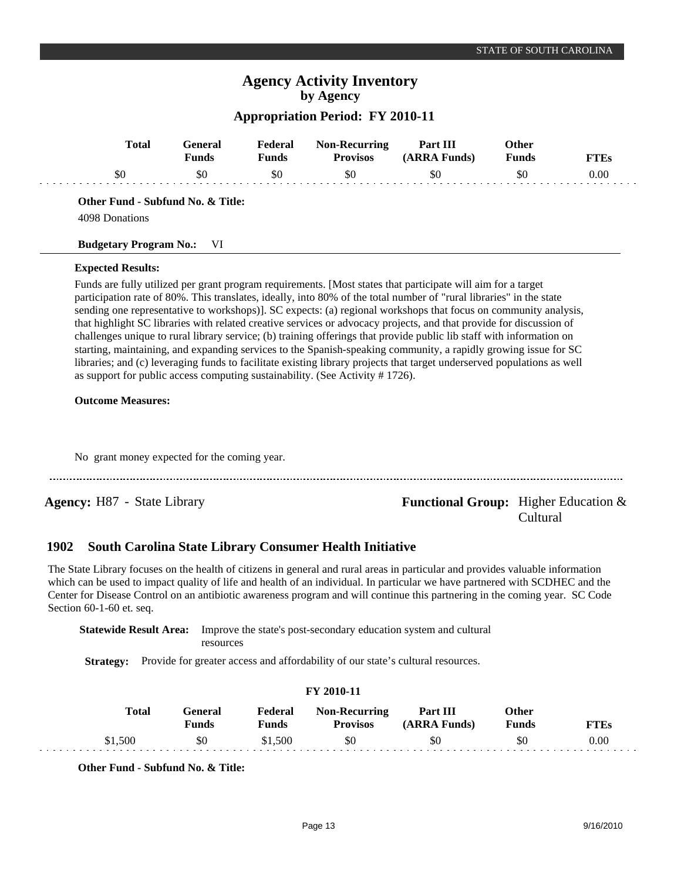# Agency Activity Inventory

**by Agency**

**Appropriation Period: FY 2010-11**

| Total | General Funds | Federal Funds | Non-Recurring Provisos | Part III (ARRA Funds) | Other Funds | FTEs |
|---|---|---|---|---|---|---|
| $0 | $0 | $0 | $0 | $0 | $0 | 0.00 |

**Other Fund - Subfund No. & Title:**

4098 Donations

**Budgetary Program No.:** VI

**Expected Results:**

Funds are fully utilized per grant program requirements. [Most states that participate will aim for a target participation rate of 80%. This translates, ideally, into 80% of the total number of "rural libraries" in the state sending one representative to workshops)]. SC expects: (a) regional workshops that focus on community analysis, that highlight SC libraries with related creative services or advocacy projects, and that provide for discussion of challenges unique to rural library service; (b) training offerings that provide public lib staff with information on starting, maintaining, and expanding services to the Spanish-speaking community, a rapidly growing issue for SC libraries; and (c) leveraging funds to facilitate existing library projects that target underserved populations as well as support for public access computing sustainability. (See Activity # 1726).

**Outcome Measures:**

No grant money expected for the coming year.

---

**Agency:** H87 - State Library

**Functional Group:** Higher Education & Cultural

## 1902 South Carolina State Library Consumer Health Initiative

The State Library focuses on the health of citizens in general and rural areas in particular and provides valuable information which can be used to impact quality of life and health of an individual. In particular we have partnered with SCDHEC and the Center for Disease Control on an antibiotic awareness program and will continue this partnering in the coming year. SC Code Section 60-1-60 et. seq.

**Statewide Result Area:** Improve the state's post-secondary education system and cultural resources

**Strategy:** Provide for greater access and affordability of our state's cultural resources.

**FY 2010-11**

| Total | General Funds | Federal Funds | Non-Recurring Provisos | Part III (ARRA Funds) | Other Funds | FTEs |
|---|---|---|---|---|---|---|
| $1,500 | $0 | $1,500 | $0 | $0 | $0 | 0.00 |

**Other Fund - Subfund No. & Title:**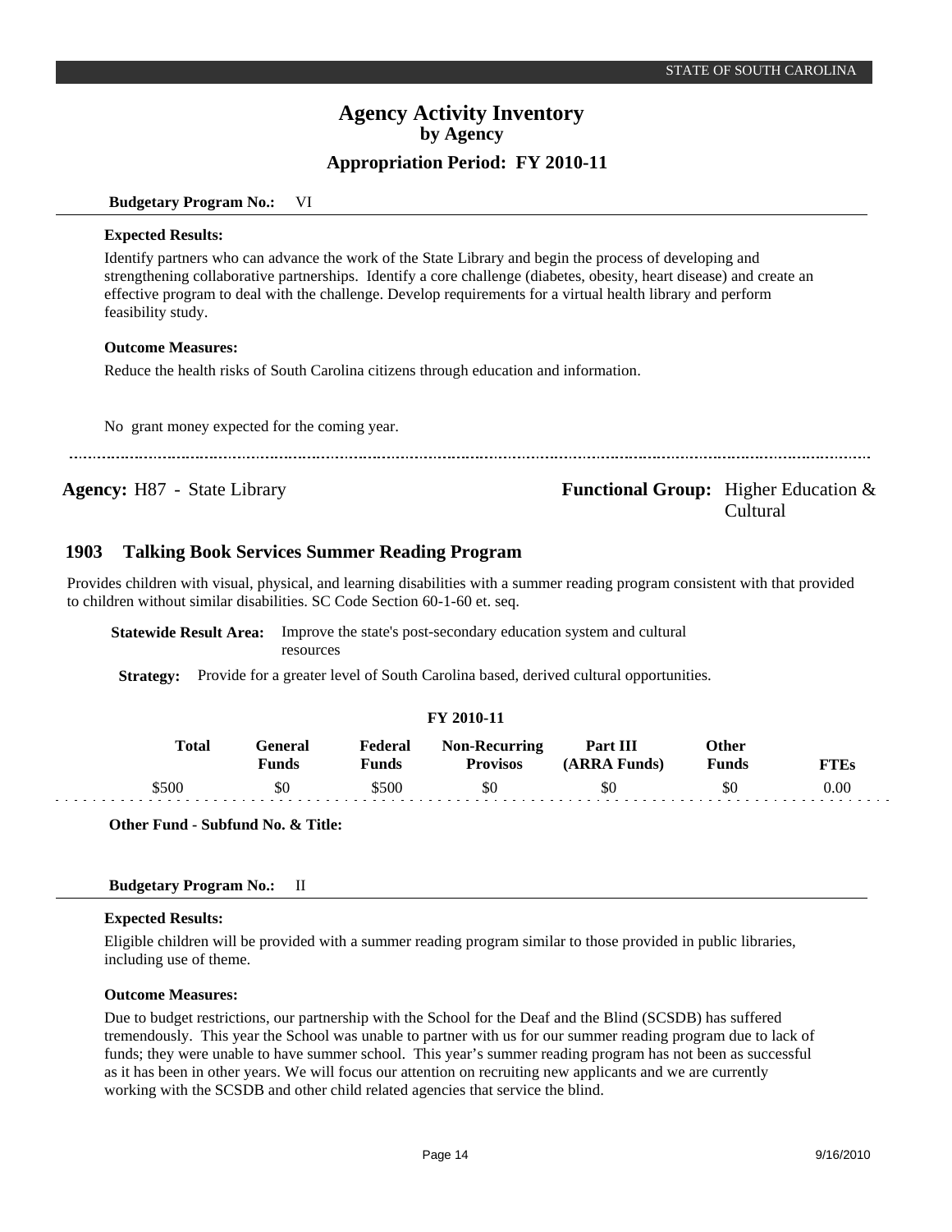# Agency Activity Inventory
## by Agency
### Appropriation Period: FY 2010-11

**Budgetary Program No.:** VI

**Expected Results:**

Identify partners who can advance the work of the State Library and begin the process of developing and strengthening collaborative partnerships. Identify a core challenge (diabetes, obesity, heart disease) and create an effective program to deal with the challenge. Develop requirements for a virtual health library and perform feasibility study.

**Outcome Measures:**

Reduce the health risks of South Carolina citizens through education and information.

No grant money expected for the coming year.

---

**Agency:** H87 - State Library

**Functional Group:** Higher Education & Cultural

## 1903 Talking Book Services Summer Reading Program

Provides children with visual, physical, and learning disabilities with a summer reading program consistent with that provided to children without similar disabilities. SC Code Section 60-1-60 et. seq.

**Statewide Result Area:** Improve the state's post-secondary education system and cultural resources

**Strategy:** Provide for a greater level of South Carolina based, derived cultural opportunities.

**FY 2010-11**

| Total | General Funds | Federal Funds | Non-Recurring Provisos | Part III (ARRA Funds) | Other Funds | FTEs |
|---|---|---|---|---|---|---|
| $500 | $0 | $500 | $0 | $0 | $0 | 0.00 |

**Other Fund - Subfund No. & Title:**

**Budgetary Program No.:** II

**Expected Results:**

Eligible children will be provided with a summer reading program similar to those provided in public libraries, including use of theme.

**Outcome Measures:**

Due to budget restrictions, our partnership with the School for the Deaf and the Blind (SCSDB) has suffered tremendously. This year the School was unable to partner with us for our summer reading program due to lack of funds; they were unable to have summer school. This year's summer reading program has not been as successful as it has been in other years. We will focus our attention on recruiting new applicants and we are currently working with the SCSDB and other child related agencies that service the blind.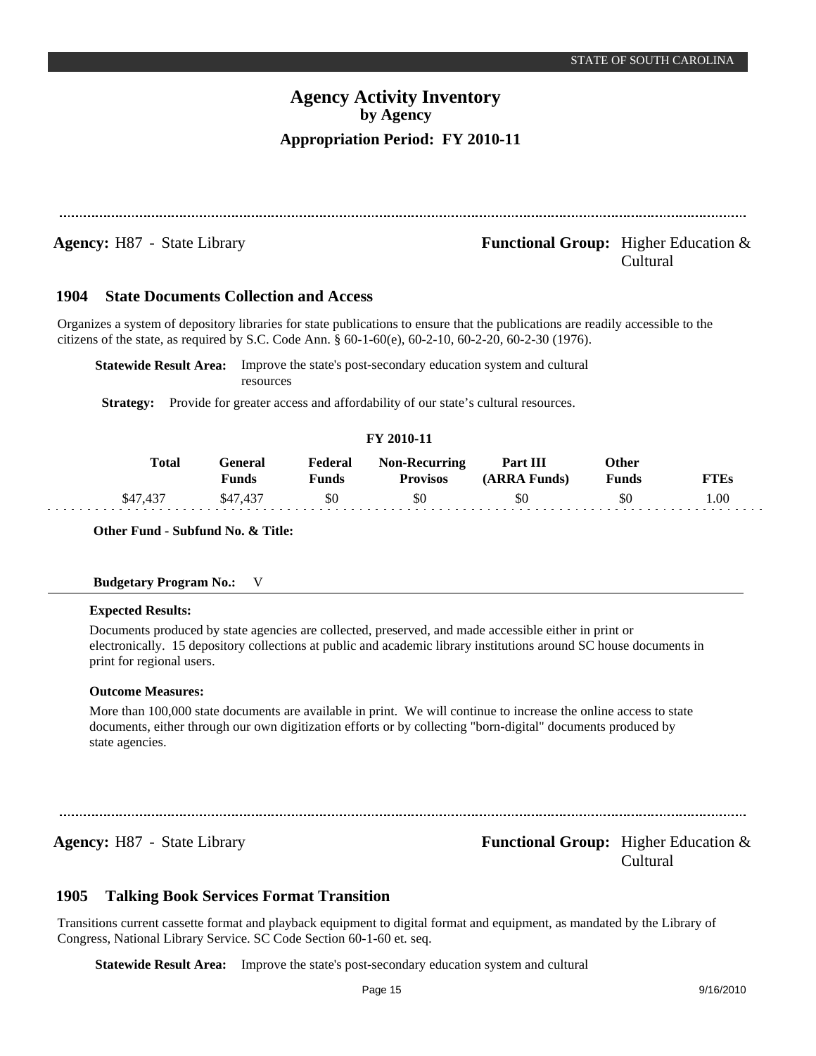**Agency:** H87 - State Library

**Functional Group:** Higher Education & Cultural

## 1904 State Documents Collection and Access

Organizes a system of depository libraries for state publications to ensure that the publications are readily accessible to the citizens of the state, as required by S.C. Code Ann. § 60-1-60(e), 60-2-10, 60-2-20, 60-2-30 (1976).

**Statewide Result Area:** Improve the state's post-secondary education system and cultural resources

**Strategy:** Provide for greater access and affordability of our state's cultural resources.

**FY 2010-11**

| Total | General Funds | Federal Funds | Non-Recurring Provisos | Part III (ARRA Funds) | Other Funds | FTEs |
|---|---|---|---|---|---|---|
| $47,437 | $47,437 | $0 | $0 | $0 | $0 | 1.00 |

**Other Fund - Subfund No. & Title:**

**Budgetary Program No.:** V

**Expected Results:**

Documents produced by state agencies are collected, preserved, and made accessible either in print or electronically. 15 depository collections at public and academic library institutions around SC house documents in print for regional users.

**Outcome Measures:**

More than 100,000 state documents are available in print. We will continue to increase the online access to state documents, either through our own digitization efforts or by collecting "born-digital" documents produced by state agencies.

---

**Agency:** H87 - State Library

**Functional Group:** Higher Education & Cultural

## 1905 Talking Book Services Format Transition

Transitions current cassette format and playback equipment to digital format and equipment, as mandated by the Library of Congress, National Library Service. SC Code Section 60-1-60 et. seq.

**Statewide Result Area:** Improve the state's post-secondary education system and cultural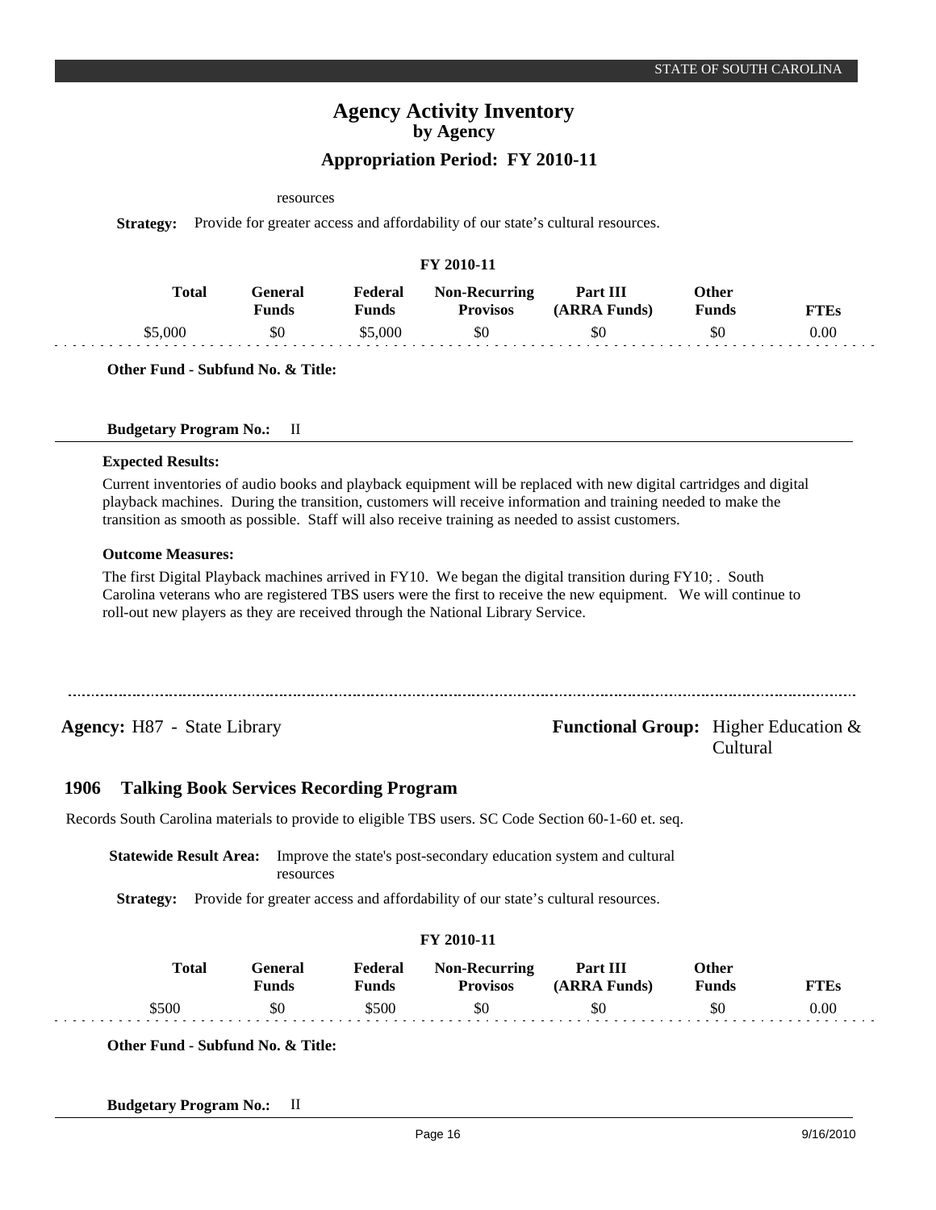resources

**Strategy:** Provide for greater access and affordability of our state's cultural resources.

**FY 2010-11**

| Total | General Funds | Federal Funds | Non-Recurring Provisos | Part III (ARRA Funds) | Other Funds | FTEs |
|---|---|---|---|---|---|---|
| $5,000 | $0 | $5,000 | $0 | $0 | $0 | 0.00 |

**Other Fund - Subfund No. & Title:**

**Budgetary Program No.:** II

**Expected Results:**

Current inventories of audio books and playback equipment will be replaced with new digital cartridges and digital playback machines. During the transition, customers will receive information and training needed to make the transition as smooth as possible. Staff will also receive training as needed to assist customers.

**Outcome Measures:**

The first Digital Playback machines arrived in FY10. We began the digital transition during FY10; . South Carolina veterans who are registered TBS users were the first to receive the new equipment. We will continue to roll-out new players as they are received through the National Library Service.

---

**Agency:** H87 - State Library

**Functional Group:** Higher Education & Cultural

## 1906 Talking Book Services Recording Program

Records South Carolina materials to provide to eligible TBS users. SC Code Section 60-1-60 et. seq.

**Statewide Result Area:** Improve the state's post-secondary education system and cultural resources

**Strategy:** Provide for greater access and affordability of our state's cultural resources.

**FY 2010-11**

| Total | General Funds | Federal Funds | Non-Recurring Provisos | Part III (ARRA Funds) | Other Funds | FTEs |
|---|---|---|---|---|---|---|
| $500 | $0 | $500 | $0 | $0 | $0 | 0.00 |

**Other Fund - Subfund No. & Title:**

**Budgetary Program No.:** II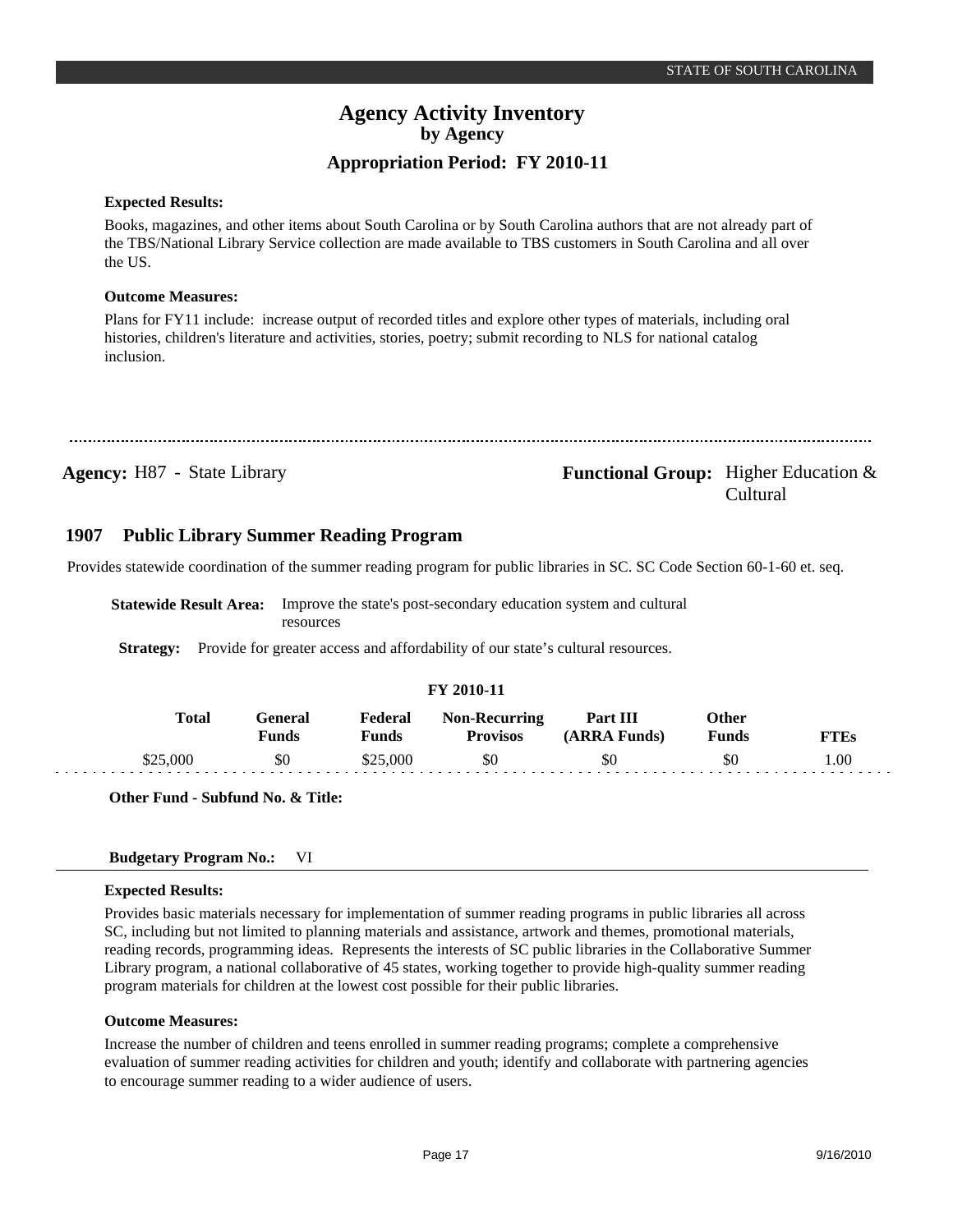**Expected Results:**

Books, magazines, and other items about South Carolina or by South Carolina authors that are not already part of the TBS/National Library Service collection are made available to TBS customers in South Carolina and all over the US.

**Outcome Measures:**

Plans for FY11 include: increase output of recorded titles and explore other types of materials, including oral histories, children's literature and activities, stories, poetry; submit recording to NLS for national catalog inclusion.

---

**Agency:** H87 - State Library

**Functional Group:** Higher Education & Cultural

## 1907 Public Library Summer Reading Program

Provides statewide coordination of the summer reading program for public libraries in SC. SC Code Section 60-1-60 et. seq.

**Statewide Result Area:** Improve the state's post-secondary education system and cultural resources

**Strategy:** Provide for greater access and affordability of our state's cultural resources.

**FY 2010-11**

| Total | General Funds | Federal Funds | Non-Recurring Provisos | Part III (ARRA Funds) | Other Funds | FTEs |
|---|---|---|---|---|---|---|
| $25,000 | $0 | $25,000 | $0 | $0 | $0 | 1.00 |

**Other Fund - Subfund No. & Title:**

**Budgetary Program No.:** VI

**Expected Results:**

Provides basic materials necessary for implementation of summer reading programs in public libraries all across SC, including but not limited to planning materials and assistance, artwork and themes, promotional materials, reading records, programming ideas. Represents the interests of SC public libraries in the Collaborative Summer Library program, a national collaborative of 45 states, working together to provide high-quality summer reading program materials for children at the lowest cost possible for their public libraries.

**Outcome Measures:**

Increase the number of children and teens enrolled in summer reading programs; complete a comprehensive evaluation of summer reading activities for children and youth; identify and collaborate with partnering agencies to encourage summer reading to a wider audience of users.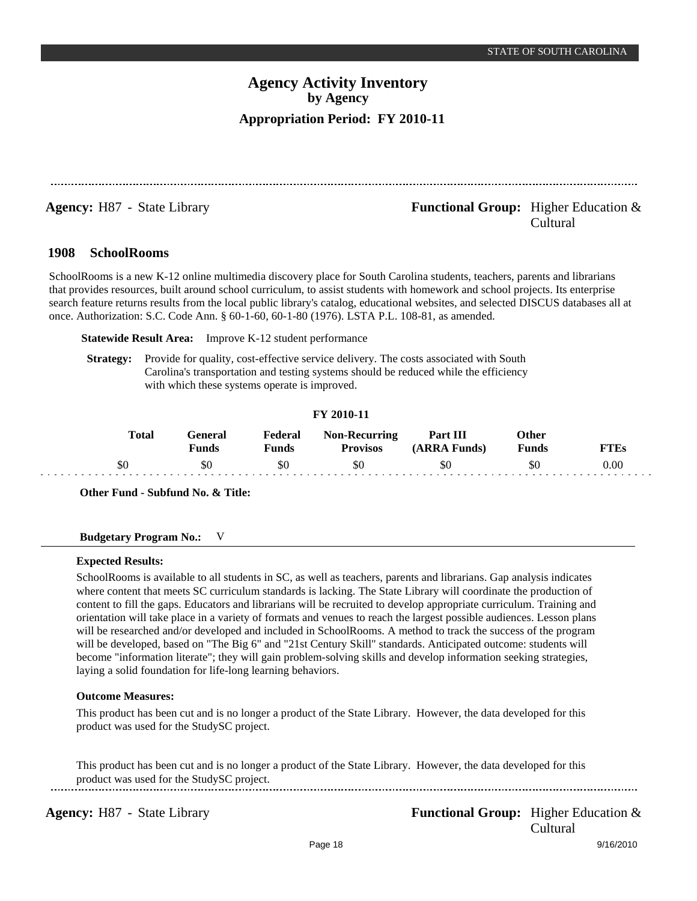**Agency:** H87 - State Library

**Functional Group:** Higher Education & Cultural

## 1908 SchoolRooms

SchoolRooms is a new K-12 online multimedia discovery place for South Carolina students, teachers, parents and librarians that provides resources, built around school curriculum, to assist students with homework and school projects. Its enterprise search feature returns results from the local public library's catalog, educational websites, and selected DISCUS databases all at once. Authorization: S.C. Code Ann. § 60-1-60, 60-1-80 (1976). LSTA P.L. 108-81, as amended.

**Statewide Result Area:** Improve K-12 student performance

**Strategy:** Provide for quality, cost-effective service delivery. The costs associated with South Carolina's transportation and testing systems should be reduced while the efficiency with which these systems operate is improved.

**FY 2010-11**

| Total | General Funds | Federal Funds | Non-Recurring Provisos | Part III (ARRA Funds) | Other Funds | FTEs |
|---|---|---|---|---|---|---|
| \$0 | \$0 | \$0 | \$0 | \$0 | \$0 | 0.00 |

**Other Fund - Subfund No. & Title:**

**Budgetary Program No.:** V

**Expected Results:**

SchoolRooms is available to all students in SC, as well as teachers, parents and librarians. Gap analysis indicates where content that meets SC curriculum standards is lacking. The State Library will coordinate the production of content to fill the gaps. Educators and librarians will be recruited to develop appropriate curriculum. Training and orientation will take place in a variety of formats and venues to reach the largest possible audiences. Lesson plans will be researched and/or developed and included in SchoolRooms. A method to track the success of the program will be developed, based on "The Big 6" and "21st Century Skill" standards. Anticipated outcome: students will become "information literate"; they will gain problem-solving skills and develop information seeking strategies, laying a solid foundation for life-long learning behaviors.

**Outcome Measures:**

This product has been cut and is no longer a product of the State Library. However, the data developed for this product was used for the StudySC project.

This product has been cut and is no longer a product of the State Library. However, the data developed for this product was used for the StudySC project.

**Agency:** H87 - State Library

**Functional Group:** Higher Education & Cultural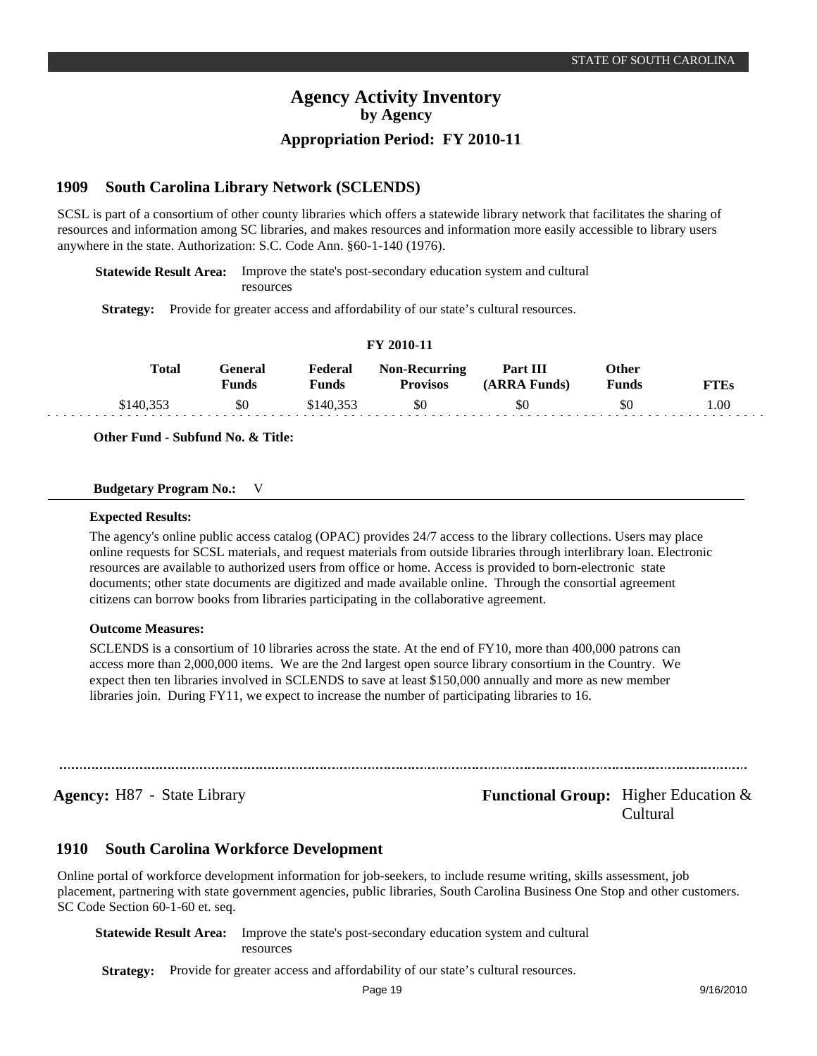# Agency Activity Inventory
## by Agency
## Appropriation Period: FY 2010-11

### 1909 South Carolina Library Network (SCLENDS)

SCSL is part of a consortium of other county libraries which offers a statewide library network that facilitates the sharing of resources and information among SC libraries, and makes resources and information more easily accessible to library users anywhere in the state. Authorization: S.C. Code Ann. §60-1-140 (1976).

**Statewide Result Area:** Improve the state's post-secondary education system and cultural resources

**Strategy:** Provide for greater access and affordability of our state's cultural resources.

**FY 2010-11**

| Total | General Funds | Federal Funds | Non-Recurring Provisos | Part III (ARRA Funds) | Other Funds | FTEs |
|---|---|---|---|---|---|---|
| $140,353 | $0 | $140,353 | $0 | $0 | $0 | 1.00 |

**Other Fund - Subfund No. & Title:**

**Budgetary Program No.:** V

**Expected Results:**

The agency's online public access catalog (OPAC) provides 24/7 access to the library collections. Users may place online requests for SCSL materials, and request materials from outside libraries through interlibrary loan. Electronic resources are available to authorized users from office or home. Access is provided to born-electronic state documents; other state documents are digitized and made available online. Through the consortial agreement citizens can borrow books from libraries participating in the collaborative agreement.

**Outcome Measures:**

SCLENDS is a consortium of 10 libraries across the state. At the end of FY10, more than 400,000 patrons can access more than 2,000,000 items. We are the 2nd largest open source library consortium in the Country. We expect then ten libraries involved in SCLENDS to save at least $150,000 annually and more as new member libraries join. During FY11, we expect to increase the number of participating libraries to 16.

---

**Agency:** H87 - State Library

**Functional Group:** Higher Education & Cultural

### 1910 South Carolina Workforce Development

Online portal of workforce development information for job-seekers, to include resume writing, skills assessment, job placement, partnering with state government agencies, public libraries, South Carolina Business One Stop and other customers. SC Code Section 60-1-60 et. seq.

**Statewide Result Area:** Improve the state's post-secondary education system and cultural resources

**Strategy:** Provide for greater access and affordability of our state's cultural resources.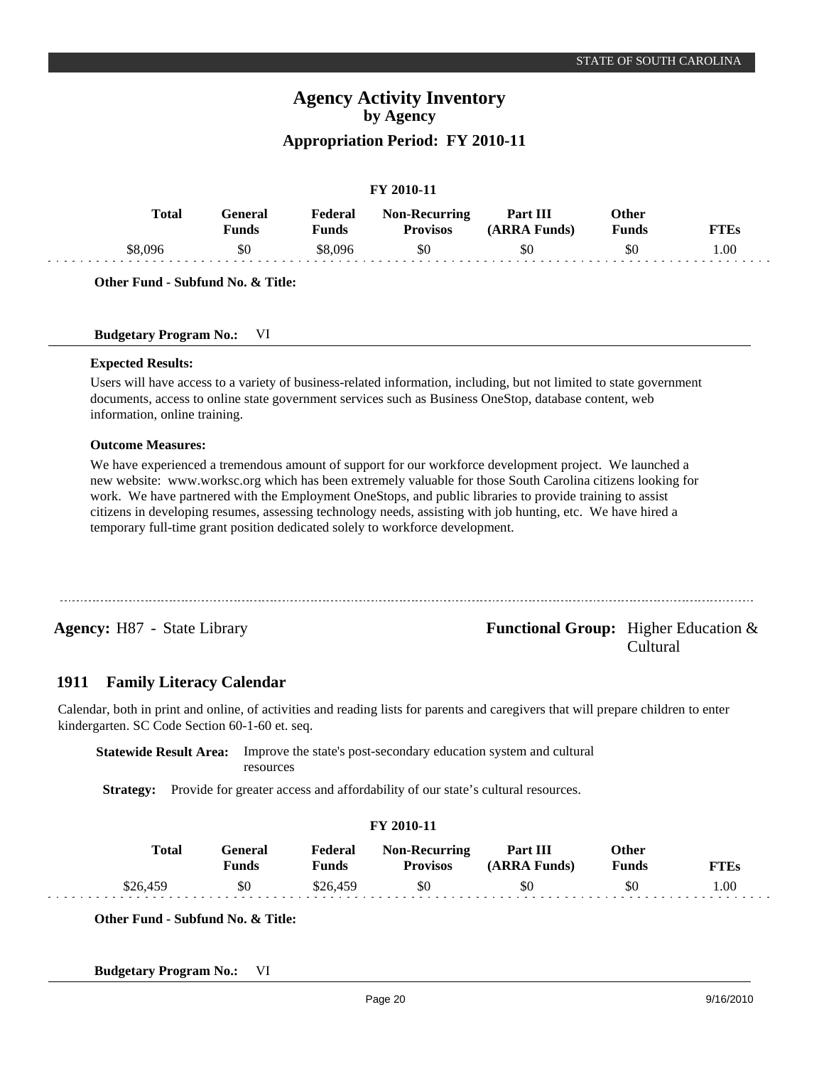# Agency Activity Inventory
## by Agency
### Appropriation Period: FY 2010-11

| FY 2010-11 | | | | | | |
|---|---|---|---|---|---|---|
| **Total** | **General Funds** | **Federal Funds** | **Non-Recurring Provisos** | **Part III (ARRA Funds)** | **Other Funds** | **FTEs** |
| $8,096 | $0 | $8,096 | $0 | $0 | $0 | 1.00 |

**Other Fund - Subfund No. & Title:**

**Budgetary Program No.:** VI

**Expected Results:**

Users will have access to a variety of business-related information, including, but not limited to state government documents, access to online state government services such as Business OneStop, database content, web information, online training.

**Outcome Measures:**

We have experienced a tremendous amount of support for our workforce development project. We launched a new website: www.worksc.org which has been extremely valuable for those South Carolina citizens looking for work. We have partnered with the Employment OneStops, and public libraries to provide training to assist citizens in developing resumes, assessing technology needs, assisting with job hunting, etc. We have hired a temporary full-time grant position dedicated solely to workforce development.

---

**Agency:** H87 - State Library

**Functional Group:** Higher Education & Cultural

## 1911 Family Literacy Calendar

Calendar, both in print and online, of activities and reading lists for parents and caregivers that will prepare children to enter kindergarten. SC Code Section 60-1-60 et. seq.

**Statewide Result Area:** Improve the state's post-secondary education system and cultural resources

**Strategy:** Provide for greater access and affordability of our state's cultural resources.

| FY 2010-11 | | | | | | |
|---|---|---|---|---|---|---|
| **Total** | **General Funds** | **Federal Funds** | **Non-Recurring Provisos** | **Part III (ARRA Funds)** | **Other Funds** | **FTEs** |
| $26,459 | $0 | $26,459 | $0 | $0 | $0 | 1.00 |

**Other Fund - Subfund No. & Title:**

**Budgetary Program No.:** VI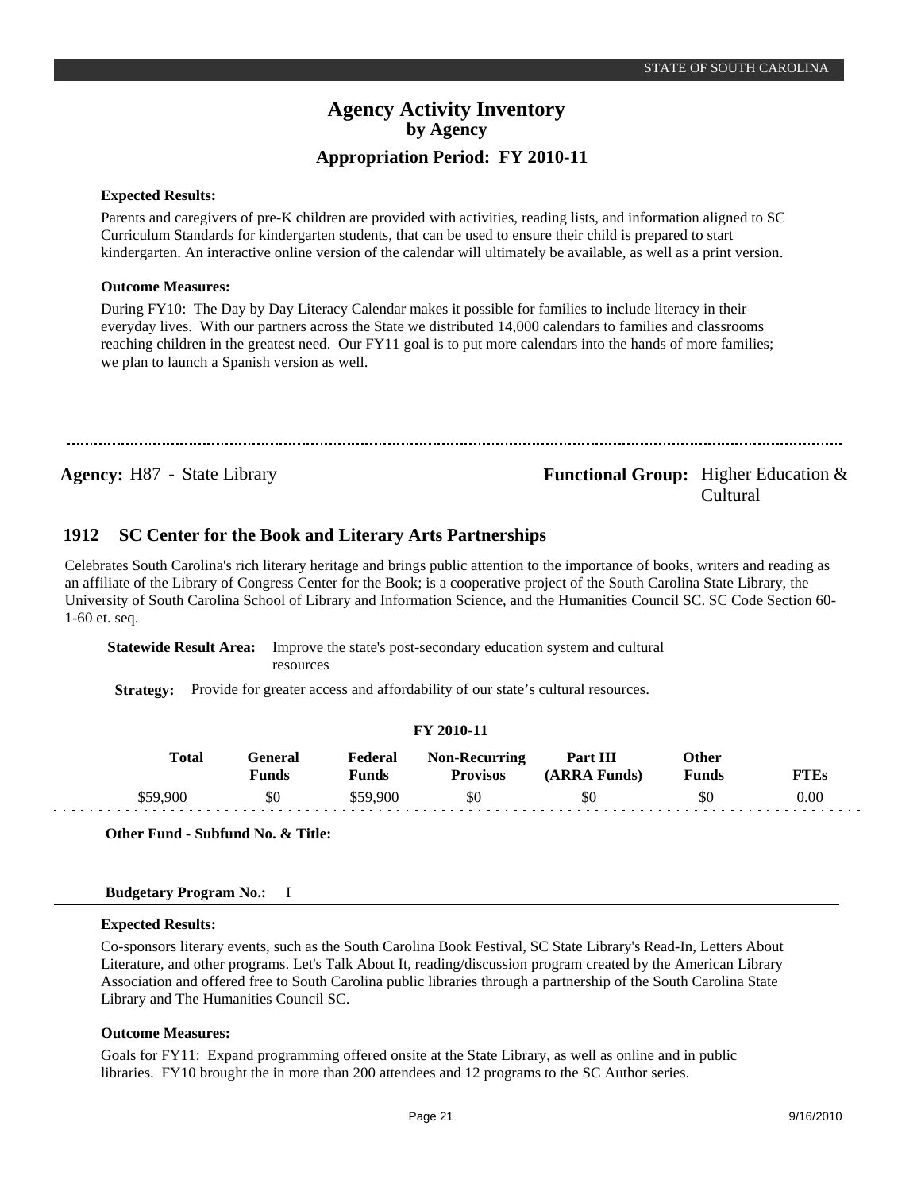**Expected Results:**

Parents and caregivers of pre-K children are provided with activities, reading lists, and information aligned to SC Curriculum Standards for kindergarten students, that can be used to ensure their child is prepared to start kindergarten. An interactive online version of the calendar will ultimately be available, as well as a print version.

**Outcome Measures:**

During FY10: The Day by Day Literacy Calendar makes it possible for families to include literacy in their everyday lives. With our partners across the State we distributed 14,000 calendars to families and classrooms reaching children in the greatest need. Our FY11 goal is to put more calendars into the hands of more families; we plan to launch a Spanish version as well.

---

**Agency:** H87 - State Library

**Functional Group:** Higher Education & Cultural

## 1912 SC Center for the Book and Literary Arts Partnerships

Celebrates South Carolina's rich literary heritage and brings public attention to the importance of books, writers and reading as an affiliate of the Library of Congress Center for the Book; is a cooperative project of the South Carolina State Library, the University of South Carolina School of Library and Information Science, and the Humanities Council SC. SC Code Section 60-1-60 et. seq.

**Statewide Result Area:** Improve the state's post-secondary education system and cultural resources

**Strategy:** Provide for greater access and affordability of our state's cultural resources.

**FY 2010-11**

| Total | General Funds | Federal Funds | Non-Recurring Provisos | Part III (ARRA Funds) | Other Funds | FTEs |
|---|---|---|---|---|---|---|
| $59,900 | $0 | $59,900 | $0 | $0 | $0 | 0.00 |

**Other Fund - Subfund No. & Title:**

**Budgetary Program No.:** I

**Expected Results:**

Co-sponsors literary events, such as the South Carolina Book Festival, SC State Library's Read-In, Letters About Literature, and other programs. Let's Talk About It, reading/discussion program created by the American Library Association and offered free to South Carolina public libraries through a partnership of the South Carolina State Library and The Humanities Council SC.

**Outcome Measures:**

Goals for FY11: Expand programming offered onsite at the State Library, as well as online and in public libraries. FY10 brought the in more than 200 attendees and 12 programs to the SC Author series.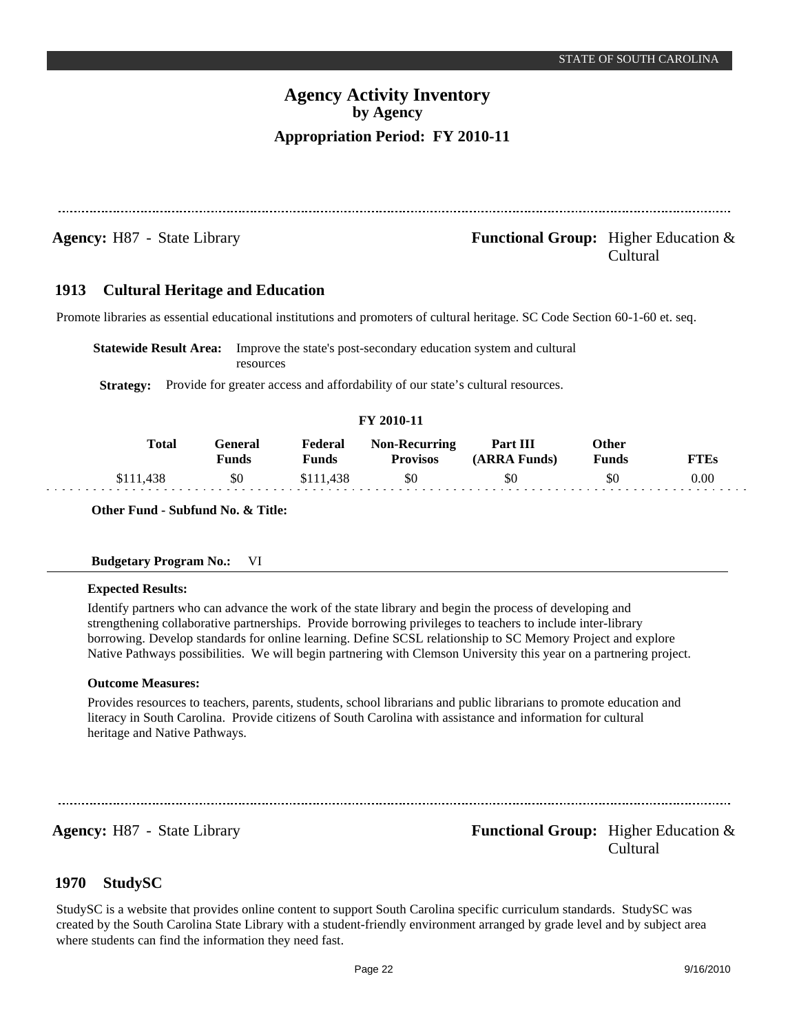STATE OF SOUTH CAROLINA

# Agency Activity Inventory
## by Agency
### Appropriation Period: FY 2010-11

**Agency:** H87 - State Library **Functional Group:** Higher Education & Cultural

### 1913 Cultural Heritage and Education

Promote libraries as essential educational institutions and promoters of cultural heritage. SC Code Section 60-1-60 et. seq.

**Statewide Result Area:** Improve the state's post-secondary education system and cultural resources

**Strategy:** Provide for greater access and affordability of our state's cultural resources.

**FY 2010-11**

| Total | General Funds | Federal Funds | Non-Recurring Provisos | Part III (ARRA Funds) | Other Funds | FTEs |
|---|---|---|---|---|---|---|
| $111,438 | $0 | $111,438 | $0 | $0 | $0 | 0.00 |

**Other Fund - Subfund No. & Title:**

**Budgetary Program No.:** VI

**Expected Results:**

Identify partners who can advance the work of the state library and begin the process of developing and strengthening collaborative partnerships. Provide borrowing privileges to teachers to include inter-library borrowing. Develop standards for online learning. Define SCSL relationship to SC Memory Project and explore Native Pathways possibilities. We will begin partnering with Clemson University this year on a partnering project.

**Outcome Measures:**

Provides resources to teachers, parents, students, school librarians and public librarians to promote education and literacy in South Carolina. Provide citizens of South Carolina with assistance and information for cultural heritage and Native Pathways.

**Agency:** H87 - State Library **Functional Group:** Higher Education & Cultural

### 1970 StudySC

StudySC is a website that provides online content to support South Carolina specific curriculum standards. StudySC was created by the South Carolina State Library with a student-friendly environment arranged by grade level and by subject area where students can find the information they need fast.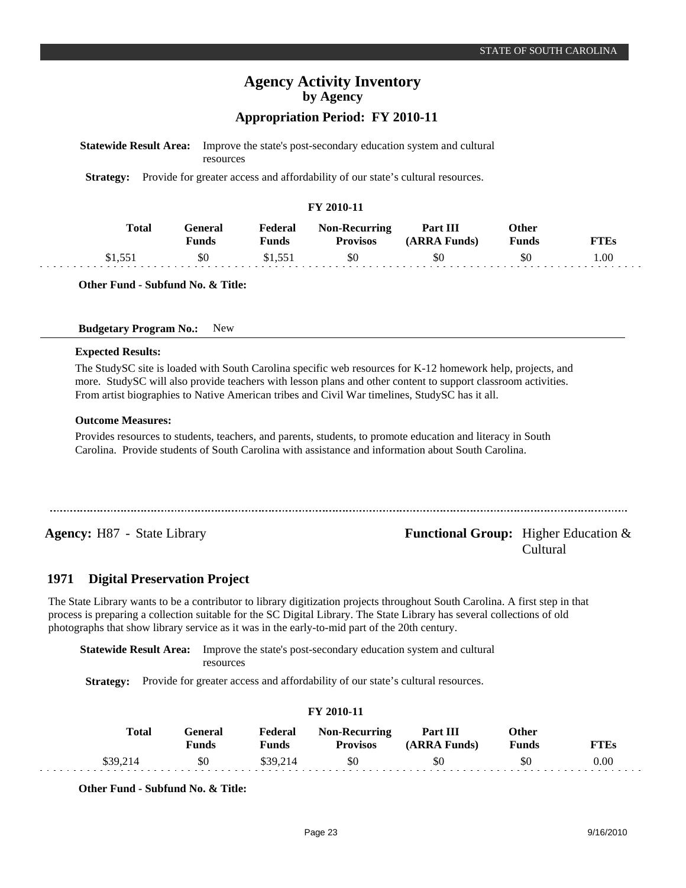**Statewide Result Area:** Improve the state's post-secondary education system and cultural resources

**Strategy:** Provide for greater access and affordability of our state's cultural resources.

**FY 2010-11**

| Total | General Funds | Federal Funds | Non-Recurring Provisos | Part III (ARRA Funds) | Other Funds | FTEs |
|---|---|---|---|---|---|---|
| $1,551 | $0 | $1,551 | $0 | $0 | $0 | 1.00 |

**Other Fund - Subfund No. & Title:**

**Budgetary Program No.:** New

**Expected Results:**

The StudySC site is loaded with South Carolina specific web resources for K-12 homework help, projects, and more. StudySC will also provide teachers with lesson plans and other content to support classroom activities. From artist biographies to Native American tribes and Civil War timelines, StudySC has it all.

**Outcome Measures:**

Provides resources to students, teachers, and parents, students, to promote education and literacy in South Carolina. Provide students of South Carolina with assistance and information about South Carolina.

---

**Agency:** H87 - State Library

**Functional Group:** Higher Education & Cultural

## 1971 Digital Preservation Project

The State Library wants to be a contributor to library digitization projects throughout South Carolina. A first step in that process is preparing a collection suitable for the SC Digital Library. The State Library has several collections of old photographs that show library service as it was in the early-to-mid part of the 20th century.

**Statewide Result Area:** Improve the state's post-secondary education system and cultural resources

**Strategy:** Provide for greater access and affordability of our state's cultural resources.

**FY 2010-11**

| Total | General Funds | Federal Funds | Non-Recurring Provisos | Part III (ARRA Funds) | Other Funds | FTEs |
|---|---|---|---|---|---|---|
| $39,214 | $0 | $39,214 | $0 | $0 | $0 | 0.00 |

**Other Fund - Subfund No. & Title:**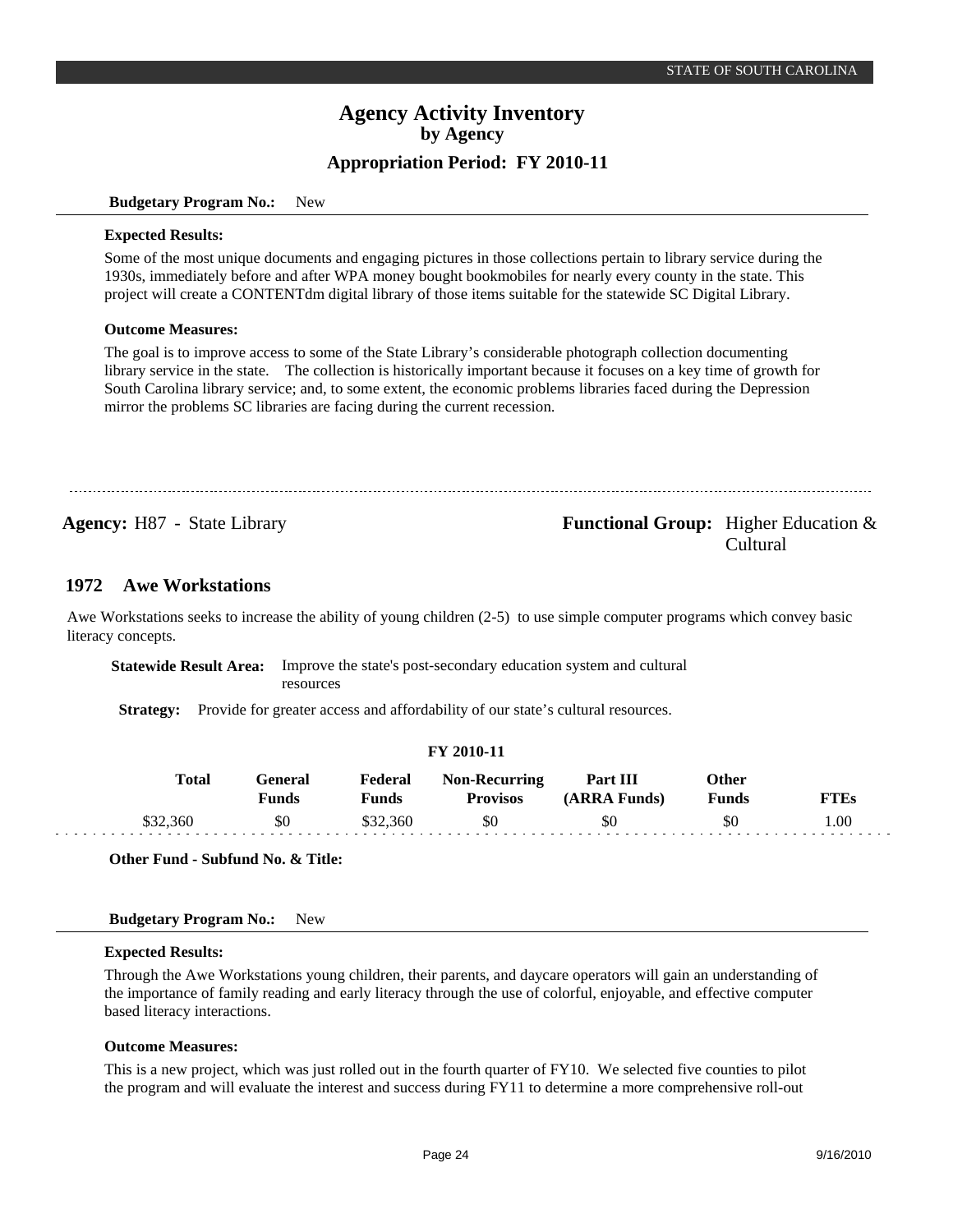**Budgetary Program No.:** New

**Expected Results:**

Some of the most unique documents and engaging pictures in those collections pertain to library service during the 1930s, immediately before and after WPA money bought bookmobiles for nearly every county in the state. This project will create a CONTENTdm digital library of those items suitable for the statewide SC Digital Library.

**Outcome Measures:**

The goal is to improve access to some of the State Library's considerable photograph collection documenting library service in the state. The collection is historically important because it focuses on a key time of growth for South Carolina library service; and, to some extent, the economic problems libraries faced during the Depression mirror the problems SC libraries are facing during the current recession.

---

**Agency:** H87 - State Library

**Functional Group:** Higher Education & Cultural

## 1972 Awe Workstations

Awe Workstations seeks to increase the ability of young children (2-5) to use simple computer programs which convey basic literacy concepts.

**Statewide Result Area:** Improve the state's post-secondary education system and cultural resources

**Strategy:** Provide for greater access and affordability of our state's cultural resources.

**FY 2010-11**

| Total | General Funds | Federal Funds | Non-Recurring Provisos | Part III (ARRA Funds) | Other Funds | FTEs |
|---|---|---|---|---|---|---|
| $32,360 | $0 | $32,360 | $0 | $0 | $0 | 1.00 |

**Other Fund - Subfund No. & Title:**

**Budgetary Program No.:** New

**Expected Results:**

Through the Awe Workstations young children, their parents, and daycare operators will gain an understanding of the importance of family reading and early literacy through the use of colorful, enjoyable, and effective computer based literacy interactions.

**Outcome Measures:**

This is a new project, which was just rolled out in the fourth quarter of FY10. We selected five counties to pilot the program and will evaluate the interest and success during FY11 to determine a more comprehensive roll-out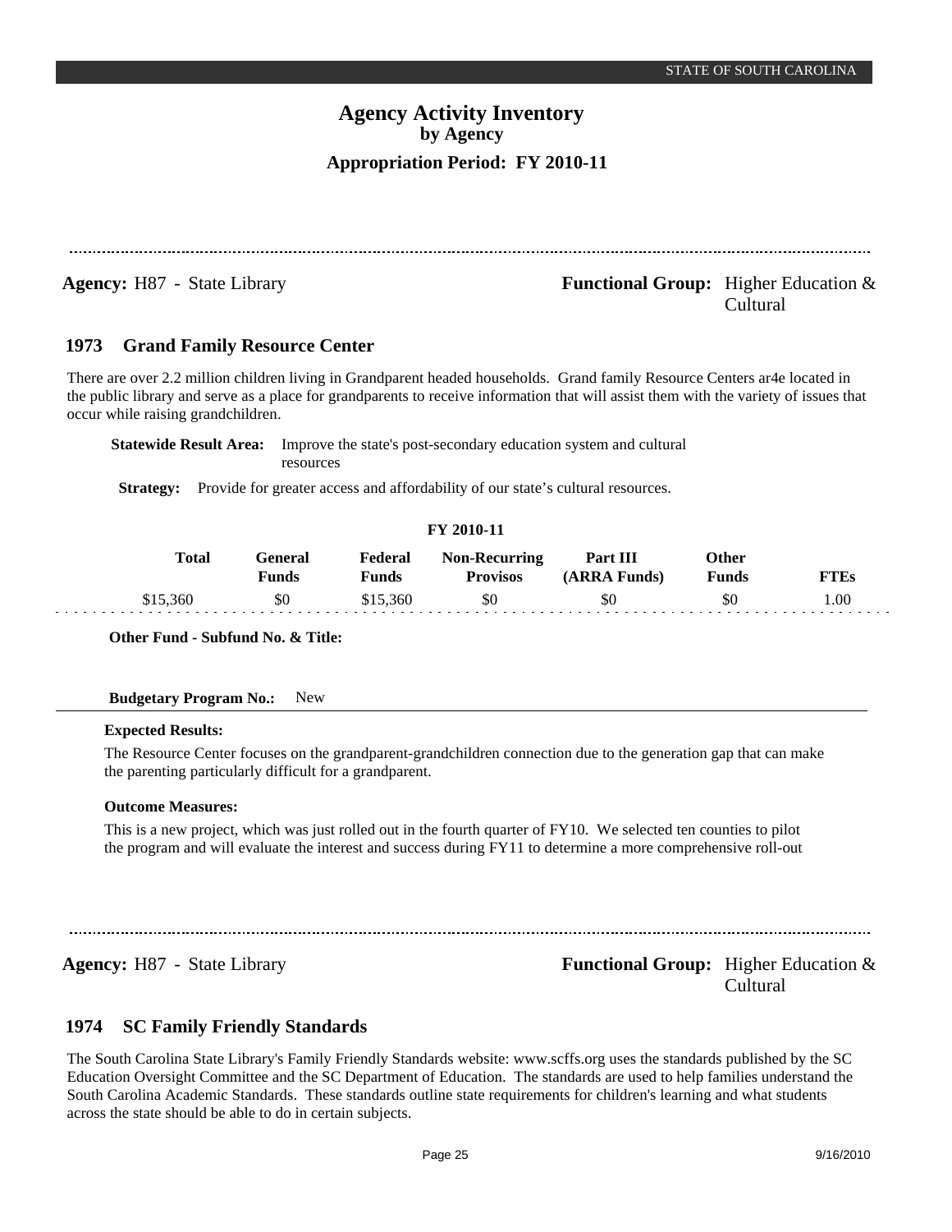STATE OF SOUTH CAROLINA

# Agency Activity Inventory
## by Agency
## Appropriation Period: FY 2010-11

**Agency:** H87 - State Library **Functional Group:** Higher Education & Cultural

### 1973 Grand Family Resource Center

There are over 2.2 million children living in Grandparent headed households. Grand family Resource Centers ar4e located in the public library and serve as a place for grandparents to receive information that will assist them with the variety of issues that occur while raising grandchildren.

**Statewide Result Area:** Improve the state's post-secondary education system and cultural resources

**Strategy:** Provide for greater access and affordability of our state's cultural resources.

**FY 2010-11**

| Total | General Funds | Federal Funds | Non-Recurring Provisos | Part III (ARRA Funds) | Other Funds | FTEs |
|---|---|---|---|---|---|---|
| $15,360 | $0 | $15,360 | $0 | $0 | $0 | 1.00 |

**Other Fund - Subfund No. & Title:**

**Budgetary Program No.:** New

**Expected Results:**

The Resource Center focuses on the grandparent-grandchildren connection due to the generation gap that can make the parenting particularly difficult for a grandparent.

**Outcome Measures:**

This is a new project, which was just rolled out in the fourth quarter of FY10. We selected ten counties to pilot the program and will evaluate the interest and success during FY11 to determine a more comprehensive roll-out

---

**Agency:** H87 - State Library **Functional Group:** Higher Education & Cultural

### 1974 SC Family Friendly Standards

The South Carolina State Library's Family Friendly Standards website: www.scffs.org uses the standards published by the SC Education Oversight Committee and the SC Department of Education. The standards are used to help families understand the South Carolina Academic Standards. These standards outline state requirements for children's learning and what students across the state should be able to do in certain subjects.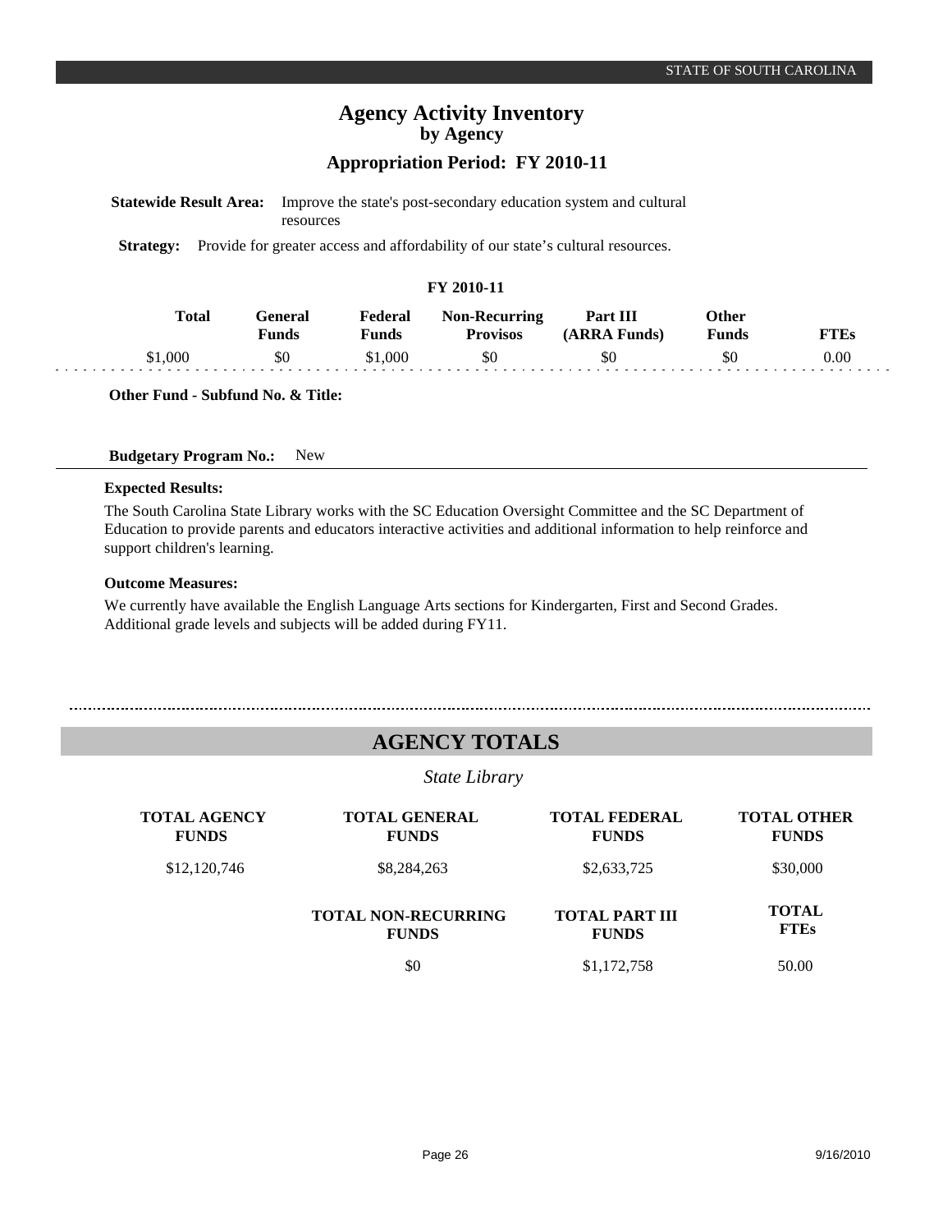# Agency Activity Inventory
## by Agency

### Appropriation Period: FY 2010-11

**Statewide Result Area:** Improve the state's post-secondary education system and cultural resources

**Strategy:** Provide for greater access and affordability of our state's cultural resources.

**FY 2010-11**

| Total | General Funds | Federal Funds | Non-Recurring Provisos | Part III (ARRA Funds) | Other Funds | FTEs |
|---|---|---|---|---|---|---|
| $1,000 | $0 | $1,000 | $0 | $0 | $0 | 0.00 |

**Other Fund - Subfund No. & Title:**

**Budgetary Program No.:** New

**Expected Results:**

The South Carolina State Library works with the SC Education Oversight Committee and the SC Department of Education to provide parents and educators interactive activities and additional information to help reinforce and support children's learning.

**Outcome Measures:**

We currently have available the English Language Arts sections for Kindergarten, First and Second Grades. Additional grade levels and subjects will be added during FY11.

## AGENCY TOTALS

*State Library*

| TOTAL AGENCY FUNDS | TOTAL GENERAL FUNDS | TOTAL FEDERAL FUNDS | TOTAL OTHER FUNDS |
|---|---|---|---|
| $12,120,746 | $8,284,263 | $2,633,725 | $30,000 |
| | **TOTAL NON-RECURRING FUNDS** | **TOTAL PART III FUNDS** | **TOTAL FTEs** |
| | $0 | $1,172,758 | 50.00 |